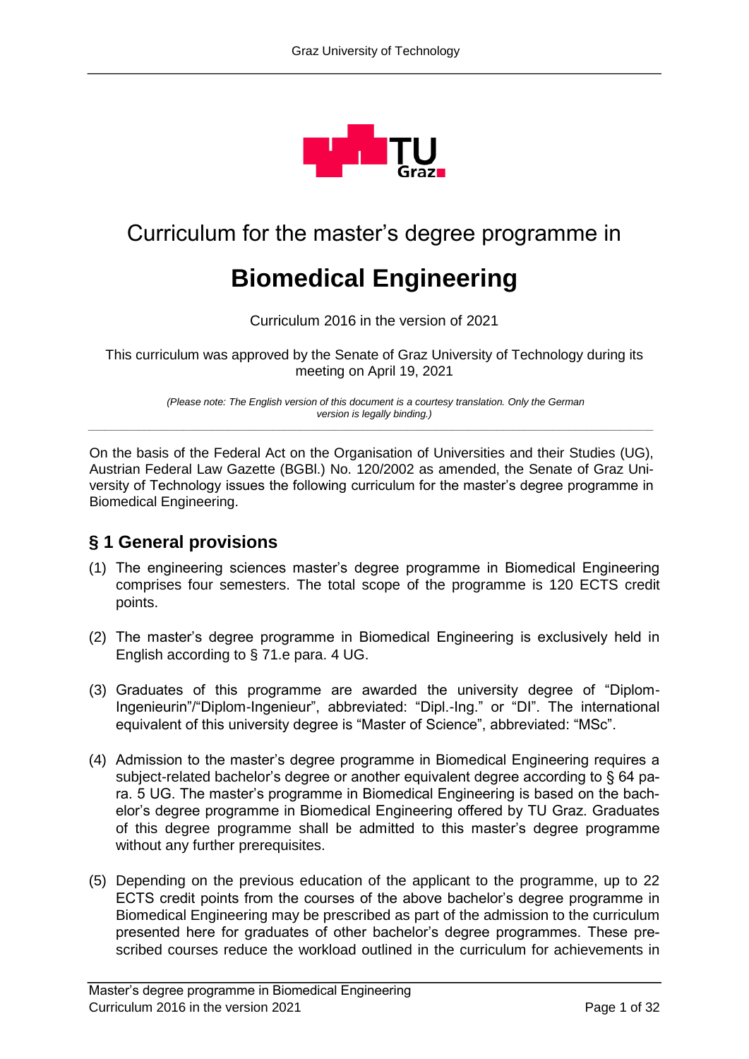# Curriculum for the master's degree programme in

# Biomedical Engineering

Curriculum 2016 in the version of 2021

This curriculum was approved by the Senate of Graz University of Technology during its meeting on April 19, 2021

*(Please note: The English version of this document is a courtesy translation. Only the German version is legally binding.)*

---

On the basis of the Federal Act on the Organisation of Universities and their Studies (UG), Austrian Federal Law Gazette (BGBl.) No. 120/2002 as amended, the Senate of Graz University of Technology issues the following curriculum for the master's degree programme in Biomedical Engineering.

## § 1 General provisions

(1) The engineering sciences master's degree programme in Biomedical Engineering comprises four semesters. The total scope of the programme is 120 ECTS credit points.

(2) The master's degree programme in Biomedical Engineering is exclusively held in English according to § 71.e para. 4 UG.

(3) Graduates of this programme are awarded the university degree of "Diplom-Ingenieurin"/"Diplom-Ingenieur", abbreviated: "Dipl.-Ing." or "DI". The international equivalent of this university degree is "Master of Science", abbreviated: "MSc".

(4) Admission to the master's degree programme in Biomedical Engineering requires a subject-related bachelor's degree or another equivalent degree according to § 64 para. 5 UG. The master's programme in Biomedical Engineering is based on the bachelor's degree programme in Biomedical Engineering offered by TU Graz. Graduates of this degree programme shall be admitted to this master's degree programme without any further prerequisites.

(5) Depending on the previous education of the applicant to the programme, up to 22 ECTS credit points from the courses of the above bachelor's degree programme in Biomedical Engineering may be prescribed as part of the admission to the curriculum presented here for graduates of other bachelor's degree programmes. These prescribed courses reduce the workload outlined in the curriculum for achievements in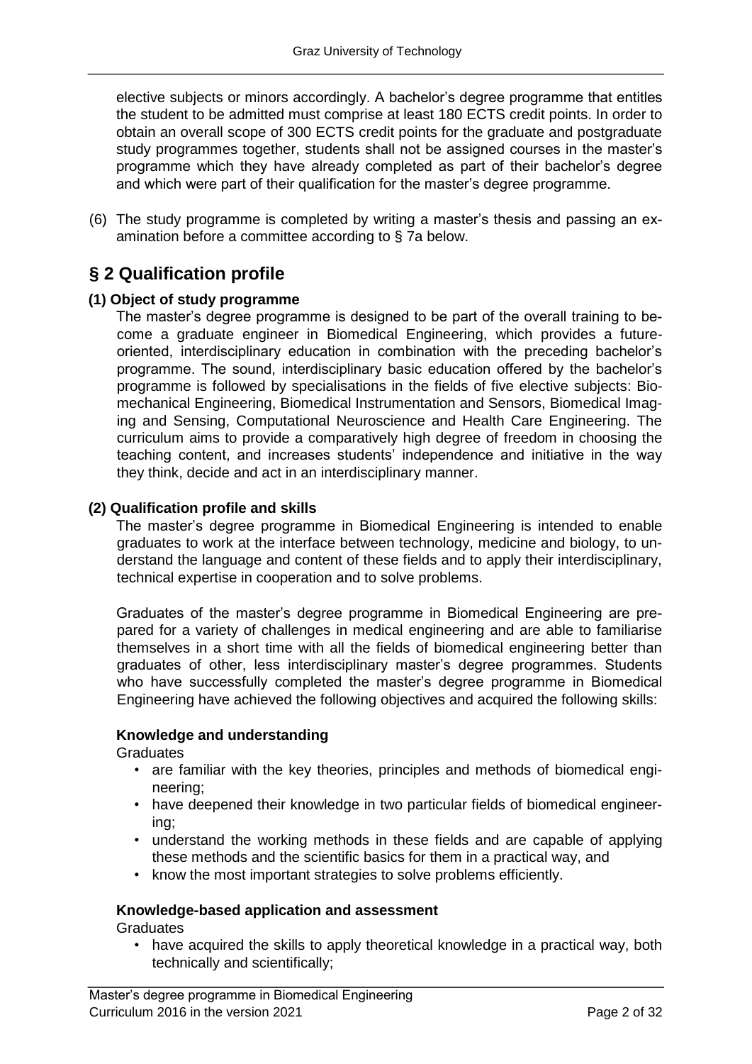elective subjects or minors accordingly. A bachelor's degree programme that entitles the student to be admitted must comprise at least 180 ECTS credit points. In order to obtain an overall scope of 300 ECTS credit points for the graduate and postgraduate study programmes together, students shall not be assigned courses in the master's programme which they have already completed as part of their bachelor's degree and which were part of their qualification for the master's degree programme.

(6) The study programme is completed by writing a master's thesis and passing an examination before a committee according to § 7a below.

## § 2 Qualification profile

**(1) Object of study programme**

The master's degree programme is designed to be part of the overall training to become a graduate engineer in Biomedical Engineering, which provides a future-oriented, interdisciplinary education in combination with the preceding bachelor's programme. The sound, interdisciplinary basic education offered by the bachelor's programme is followed by specialisations in the fields of five elective subjects: Biomechanical Engineering, Biomedical Instrumentation and Sensors, Biomedical Imaging and Sensing, Computational Neuroscience and Health Care Engineering. The curriculum aims to provide a comparatively high degree of freedom in choosing the teaching content, and increases students' independence and initiative in the way they think, decide and act in an interdisciplinary manner.

**(2) Qualification profile and skills**

The master's degree programme in Biomedical Engineering is intended to enable graduates to work at the interface between technology, medicine and biology, to understand the language and content of these fields and to apply their interdisciplinary, technical expertise in cooperation and to solve problems.

Graduates of the master's degree programme in Biomedical Engineering are prepared for a variety of challenges in medical engineering and are able to familiarise themselves in a short time with all the fields of biomedical engineering better than graduates of other, less interdisciplinary master's degree programmes. Students who have successfully completed the master's degree programme in Biomedical Engineering have achieved the following objectives and acquired the following skills:

**Knowledge and understanding**

Graduates

- are familiar with the key theories, principles and methods of biomedical engineering;
- have deepened their knowledge in two particular fields of biomedical engineering;
- understand the working methods in these fields and are capable of applying these methods and the scientific basics for them in a practical way, and
- know the most important strategies to solve problems efficiently.

**Knowledge-based application and assessment**

Graduates

- have acquired the skills to apply theoretical knowledge in a practical way, both technically and scientifically;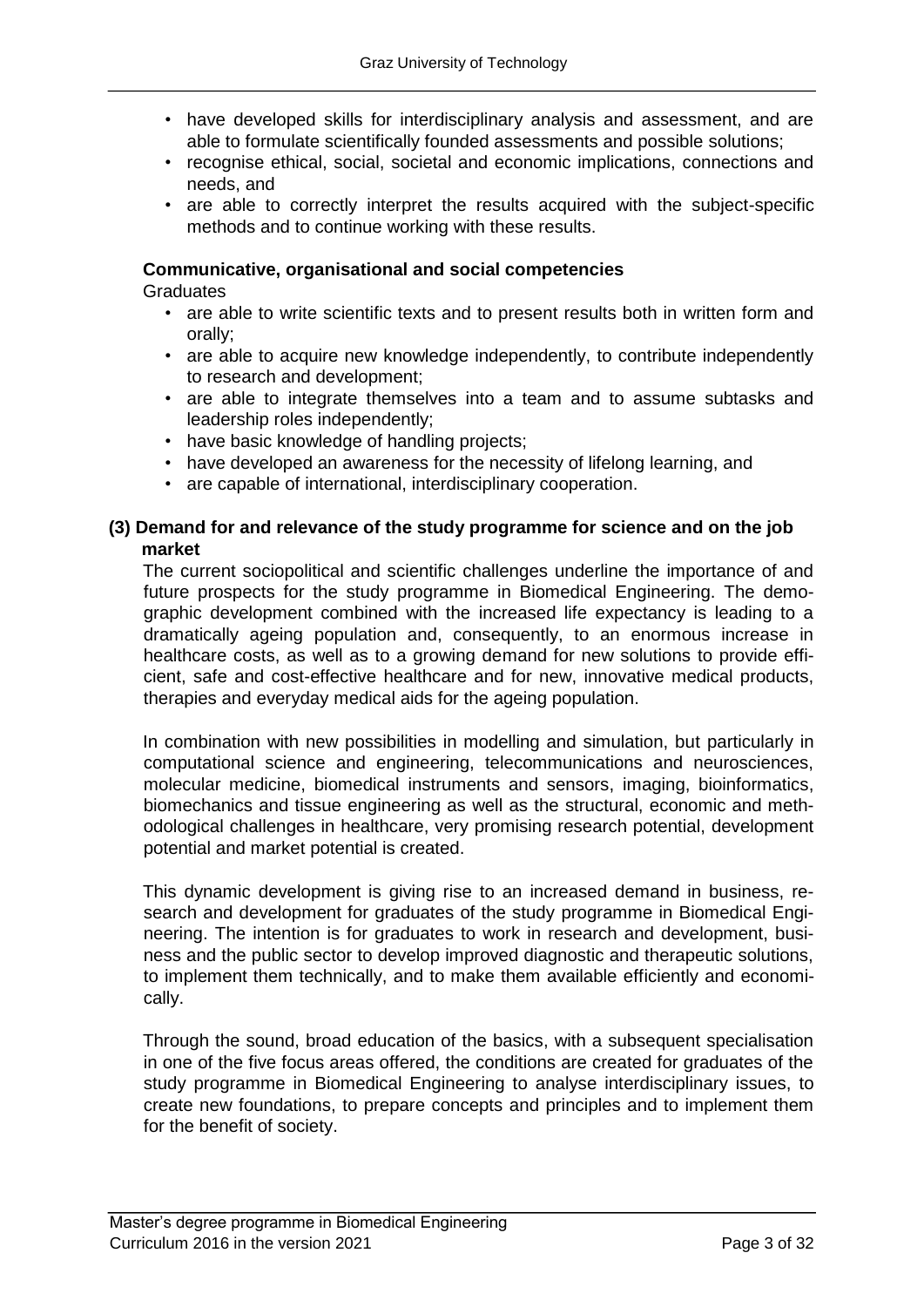- have developed skills for interdisciplinary analysis and assessment, and are able to formulate scientifically founded assessments and possible solutions;
- recognise ethical, social, societal and economic implications, connections and needs, and
- are able to correctly interpret the results acquired with the subject-specific methods and to continue working with these results.

**Communicative, organisational and social competencies**

Graduates

- are able to write scientific texts and to present results both in written form and orally;
- are able to acquire new knowledge independently, to contribute independently to research and development;
- are able to integrate themselves into a team and to assume subtasks and leadership roles independently;
- have basic knowledge of handling projects;
- have developed an awareness for the necessity of lifelong learning, and
- are capable of international, interdisciplinary cooperation.

**(3) Demand for and relevance of the study programme for science and on the job market**

The current sociopolitical and scientific challenges underline the importance of and future prospects for the study programme in Biomedical Engineering. The demographic development combined with the increased life expectancy is leading to a dramatically ageing population and, consequently, to an enormous increase in healthcare costs, as well as to a growing demand for new solutions to provide efficient, safe and cost-effective healthcare and for new, innovative medical products, therapies and everyday medical aids for the ageing population.

In combination with new possibilities in modelling and simulation, but particularly in computational science and engineering, telecommunications and neurosciences, molecular medicine, biomedical instruments and sensors, imaging, bioinformatics, biomechanics and tissue engineering as well as the structural, economic and methodological challenges in healthcare, very promising research potential, development potential and market potential is created.

This dynamic development is giving rise to an increased demand in business, research and development for graduates of the study programme in Biomedical Engineering. The intention is for graduates to work in research and development, business and the public sector to develop improved diagnostic and therapeutic solutions, to implement them technically, and to make them available efficiently and economically.

Through the sound, broad education of the basics, with a subsequent specialisation in one of the five focus areas offered, the conditions are created for graduates of the study programme in Biomedical Engineering to analyse interdisciplinary issues, to create new foundations, to prepare concepts and principles and to implement them for the benefit of society.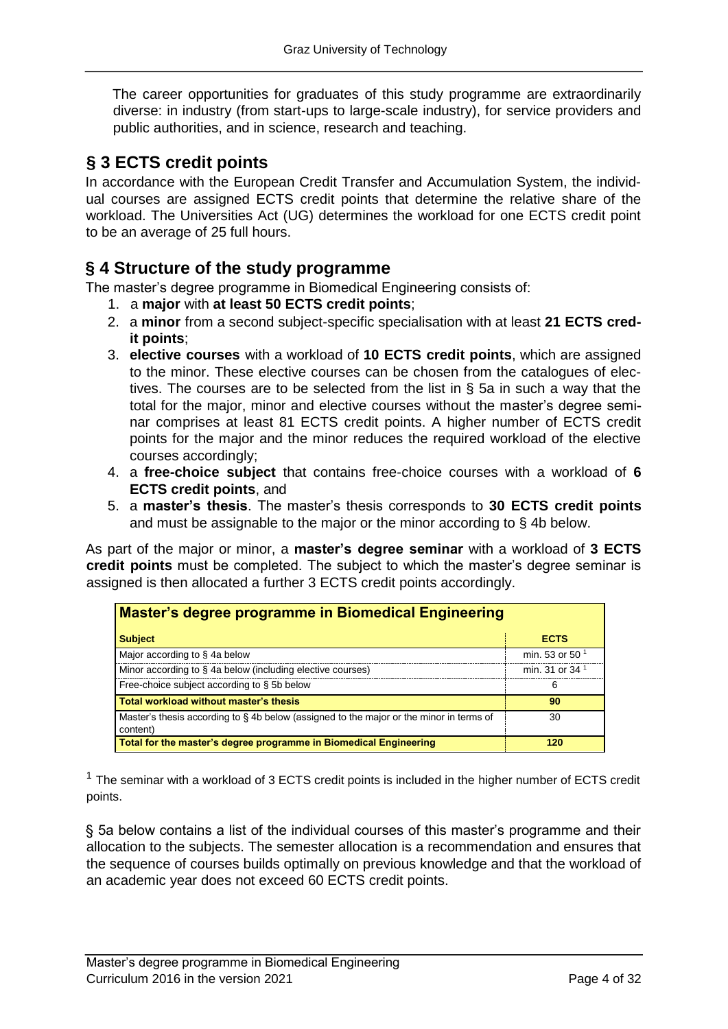The career opportunities for graduates of this study programme are extraordinarily diverse: in industry (from start-ups to large-scale industry), for service providers and public authorities, and in science, research and teaching.

## § 3 ECTS credit points

In accordance with the European Credit Transfer and Accumulation System, the individual courses are assigned ECTS credit points that determine the relative share of the workload. The Universities Act (UG) determines the workload for one ECTS credit point to be an average of 25 full hours.

## § 4 Structure of the study programme

The master's degree programme in Biomedical Engineering consists of:

1. a **major** with **at least 50 ECTS credit points**;
2. a **minor** from a second subject-specific specialisation with at least **21 ECTS credit points**;
3. **elective courses** with a workload of **10 ECTS credit points**, which are assigned to the minor. These elective courses can be chosen from the catalogues of electives. The courses are to be selected from the list in § 5a in such a way that the total for the major, minor and elective courses without the master's degree seminar comprises at least 81 ECTS credit points. A higher number of ECTS credit points for the major and the minor reduces the required workload of the elective courses accordingly;
4. a **free-choice subject** that contains free-choice courses with a workload of **6 ECTS credit points**, and
5. a **master's thesis**. The master's thesis corresponds to **30 ECTS credit points** and must be assignable to the major or the minor according to § 4b below.

As part of the major or minor, a **master's degree seminar** with a workload of **3 ECTS credit points** must be completed. The subject to which the master's degree seminar is assigned is then allocated a further 3 ECTS credit points accordingly.

| **Master's degree programme in Biomedical Engineering** | |
|---|---|
| **Subject** | **ECTS** |
| Major according to § 4a below | min. 53 or 50 [1] |
| Minor according to § 4a below (including elective courses) | min. 31 or 34 [1] |
| Free-choice subject according to § 5b below | 6 |
| **Total workload without master's thesis** | **90** |
| Master's thesis according to § 4b below (assigned to the major or the minor in terms of content) | 30 |
| **Total for the master's degree programme in Biomedical Engineering** | **120** |

[1] The seminar with a workload of 3 ECTS credit points is included in the higher number of ECTS credit points.

§ 5a below contains a list of the individual courses of this master's programme and their allocation to the subjects. The semester allocation is a recommendation and ensures that the sequence of courses builds optimally on previous knowledge and that the workload of an academic year does not exceed 60 ECTS credit points.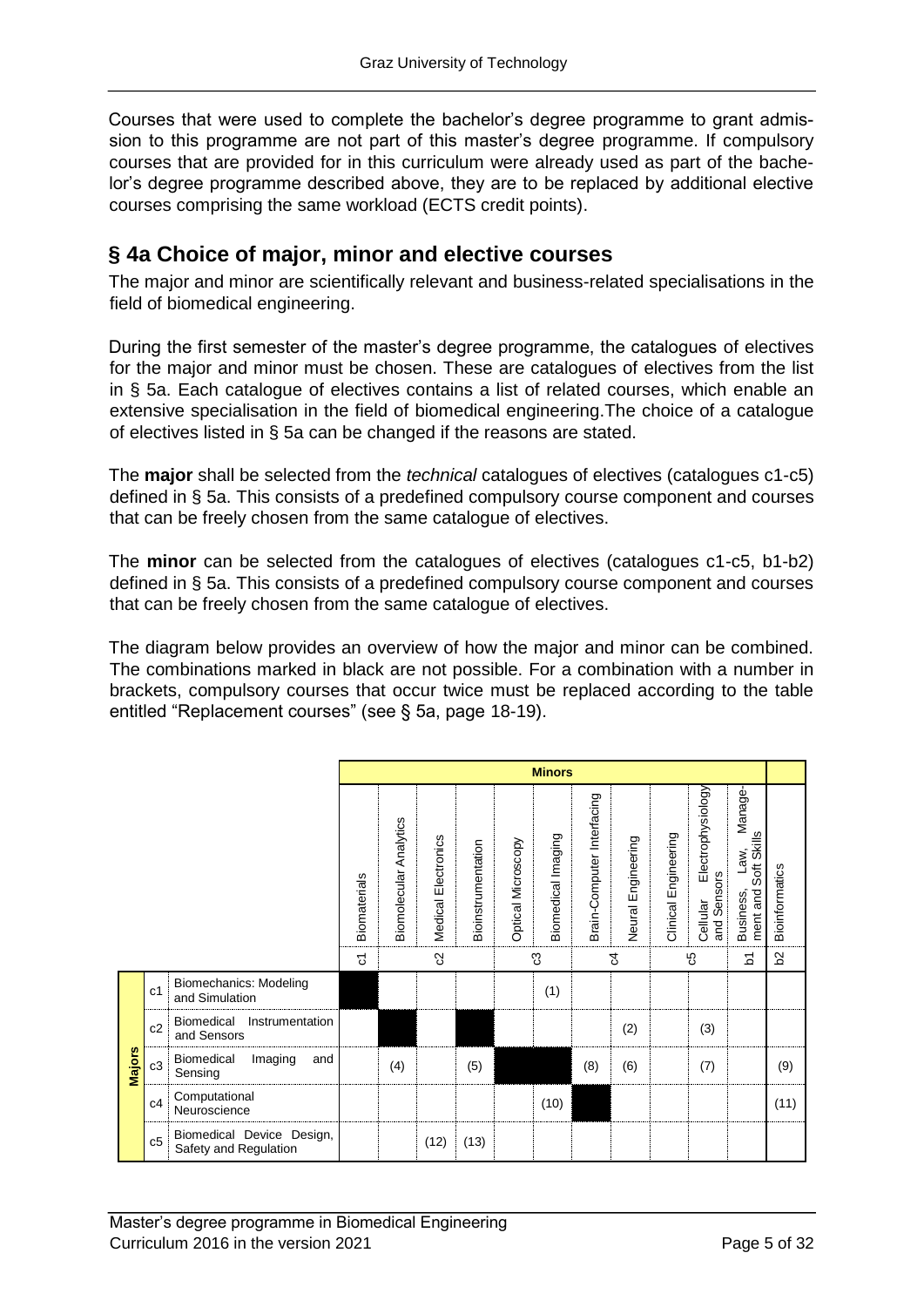Courses that were used to complete the bachelor's degree programme to grant admission to this programme are not part of this master's degree programme. If compulsory courses that are provided for in this curriculum were already used as part of the bachelor's degree programme described above, they are to be replaced by additional elective courses comprising the same workload (ECTS credit points).

## § 4a Choice of major, minor and elective courses

The major and minor are scientifically relevant and business-related specialisations in the field of biomedical engineering.

During the first semester of the master's degree programme, the catalogues of electives for the major and minor must be chosen. These are catalogues of electives from the list in § 5a. Each catalogue of electives contains a list of related courses, which enable an extensive specialisation in the field of biomedical engineering.The choice of a catalogue of electives listed in § 5a can be changed if the reasons are stated.

The **major** shall be selected from the *technical* catalogues of electives (catalogues c1-c5) defined in § 5a. This consists of a predefined compulsory course component and courses that can be freely chosen from the same catalogue of electives.

The **minor** can be selected from the catalogues of electives (catalogues c1-c5, b1-b2) defined in § 5a. This consists of a predefined compulsory course component and courses that can be freely chosen from the same catalogue of electives.

The diagram below provides an overview of how the major and minor can be combined. The combinations marked in black are not possible. For a combination with a number in brackets, compulsory courses that occur twice must be replaced according to the table entitled "Replacement courses" (see § 5a, page 18-19).

| | | | Minors | | | | | | | | | | | |
|---|---|---|---|---|---|---|---|---|---|---|---|---|---|---|
| | | | Biomaterials | Biomolecular Analytics | Medical Electronics | Bioinstrumentation | Optical Microscopy | Biomedical Imaging | Brain-Computer Interfacing | Neural Engineering | Clinical Engineering | Cellular Electrophysiology and Sensors | Business, Law, Management and Soft Skills | Bioinformatics |
| | | | c1 | | c2 | | c3 | | c4 | | c5 | | b1 | b2 |
| Majors | c1 | Biomechanics: Modeling and Simulation | ■ | | | | | (1) | | | | | | |
| | c2 | Biomedical Instrumentation and Sensors | | ■ | | ■ | | | | (2) | | (3) | | |
| | c3 | Biomedical Imaging and Sensing | | (4) | | (5) | ■ | ■ | (8) | (6) | | (7) | | (9) |
| | c4 | Computational Neuroscience | | | | | | (10) | ■ | | | | | (11) |
| | c5 | Biomedical Device Design, Safety and Regulation | | | (12) | (13) | | | | | | | | |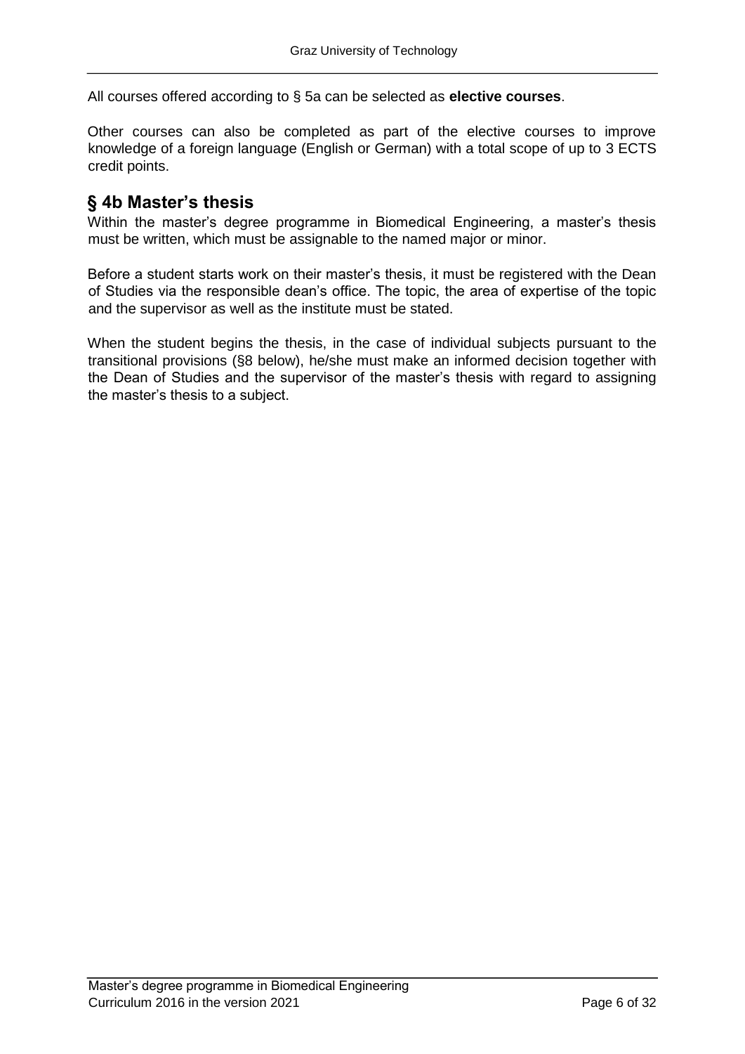All courses offered according to § 5a can be selected as **elective courses**.

Other courses can also be completed as part of the elective courses to improve knowledge of a foreign language (English or German) with a total scope of up to 3 ECTS credit points.

## § 4b Master's thesis

Within the master's degree programme in Biomedical Engineering, a master's thesis must be written, which must be assignable to the named major or minor.

Before a student starts work on their master's thesis, it must be registered with the Dean of Studies via the responsible dean's office. The topic, the area of expertise of the topic and the supervisor as well as the institute must be stated.

When the student begins the thesis, in the case of individual subjects pursuant to the transitional provisions (§8 below), he/she must make an informed decision together with the Dean of Studies and the supervisor of the master's thesis with regard to assigning the master's thesis to a subject.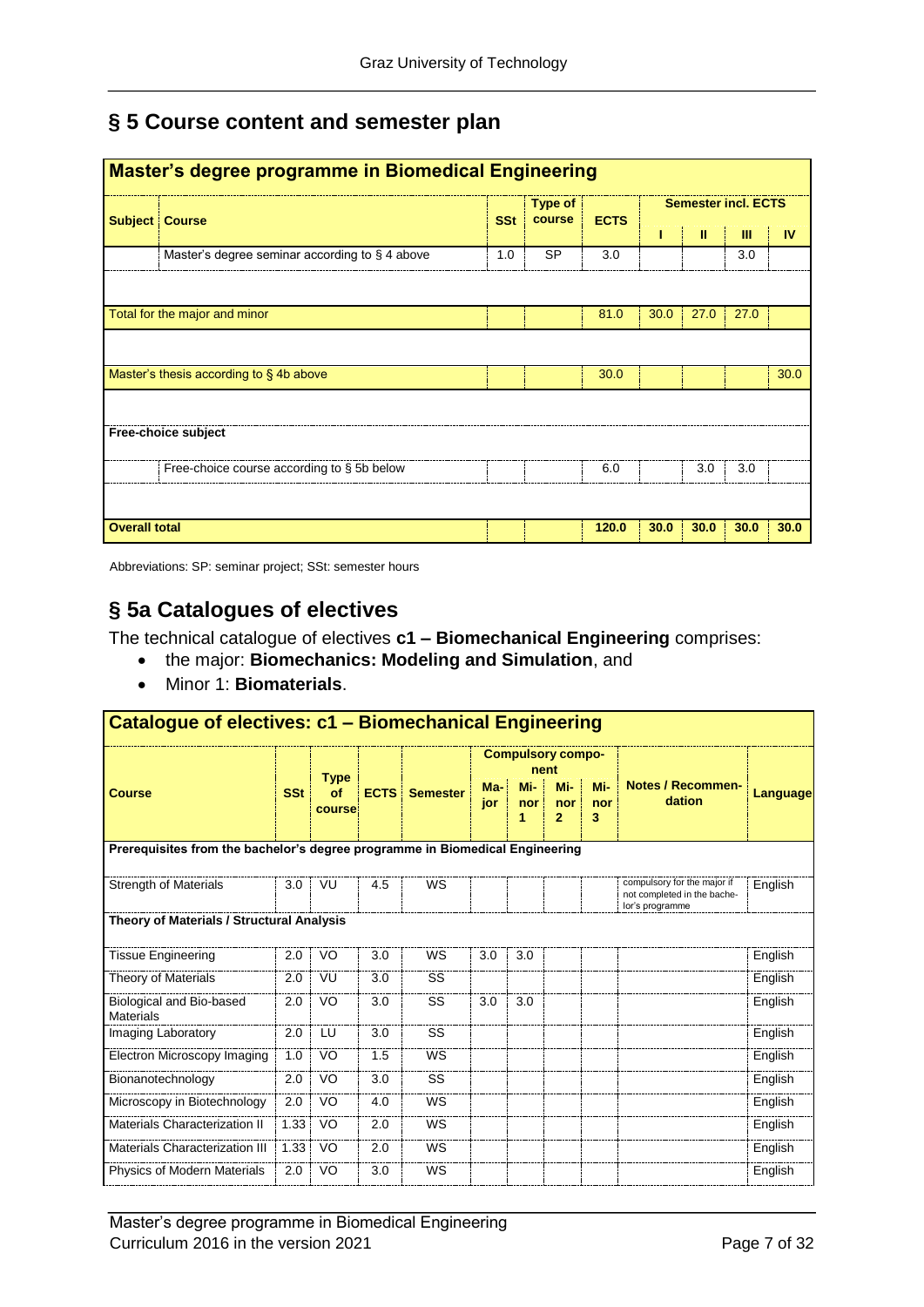## § 5 Course content and semester plan

| **Master's degree programme in Biomedical Engineering** | | | | | | | | |
|---|---|---|---|---|---|---|---|---|
| **Subject** | **Course** | **SSt** | **Type of course** | **ECTS** | **Semester incl. ECTS** | | | |
| | | | | | **I** | **II** | **III** | **IV** |
| | Master's degree seminar according to § 4 above | 1.0 | SP | 3.0 | | | 3.0 | |
| Total for the major and minor | | | | 81.0 | 30.0 | 27.0 | 27.0 | |
| Master's thesis according to § 4b above | | | | 30.0 | | | | 30.0 |
| **Free-choice subject** | | | | | | | | |
| | Free-choice course according to § 5b below | | | 6.0 | | 3.0 | 3.0 | |
| **Overall total** | | | | **120.0** | **30.0** | **30.0** | **30.0** | **30.0** |

Abbreviations: SP: seminar project; SSt: semester hours

## § 5a Catalogues of electives

The technical catalogue of electives **c1 – Biomechanical Engineering** comprises:

- the major: **Biomechanics: Modeling and Simulation**, and
- Minor 1: **Biomaterials**.

| **Catalogue of electives: c1 – Biomechanical Engineering** | | | | | | | | | | |
|---|---|---|---|---|---|---|---|---|---|---|
| **Course** | **SSt** | **Type of course** | **ECTS** | **Semester** | **Compulsory component** | | | | **Notes / Recommendation** | **Language** |
| | | | | | **Major** | **Minor 1** | **Minor 2** | **Minor 3** | | |
| **Prerequisites from the bachelor's degree programme in Biomedical Engineering** | | | | | | | | | | |
| Strength of Materials | 3.0 | VU | 4.5 | WS | | | | | compulsory for the major if not completed in the bachelor's programme | English |
| **Theory of Materials / Structural Analysis** | | | | | | | | | | |
| Tissue Engineering | 2.0 | VO | 3.0 | WS | 3.0 | 3.0 | | | | English |
| Theory of Materials | 2.0 | VU | 3.0 | SS | | | | | | English |
| Biological and Bio-based Materials | 2.0 | VO | 3.0 | SS | 3.0 | 3.0 | | | | English |
| Imaging Laboratory | 2.0 | LU | 3.0 | SS | | | | | | English |
| Electron Microscopy Imaging | 1.0 | VO | 1.5 | WS | | | | | | English |
| Bionanotechnology | 2.0 | VO | 3.0 | SS | | | | | | English |
| Microscopy in Biotechnology | 2.0 | VO | 4.0 | WS | | | | | | English |
| Materials Characterization II | 1.33 | VO | 2.0 | WS | | | | | | English |
| Materials Characterization III | 1.33 | VO | 2.0 | WS | | | | | | English |
| Physics of Modern Materials | 2.0 | VO | 3.0 | WS | | | | | | English |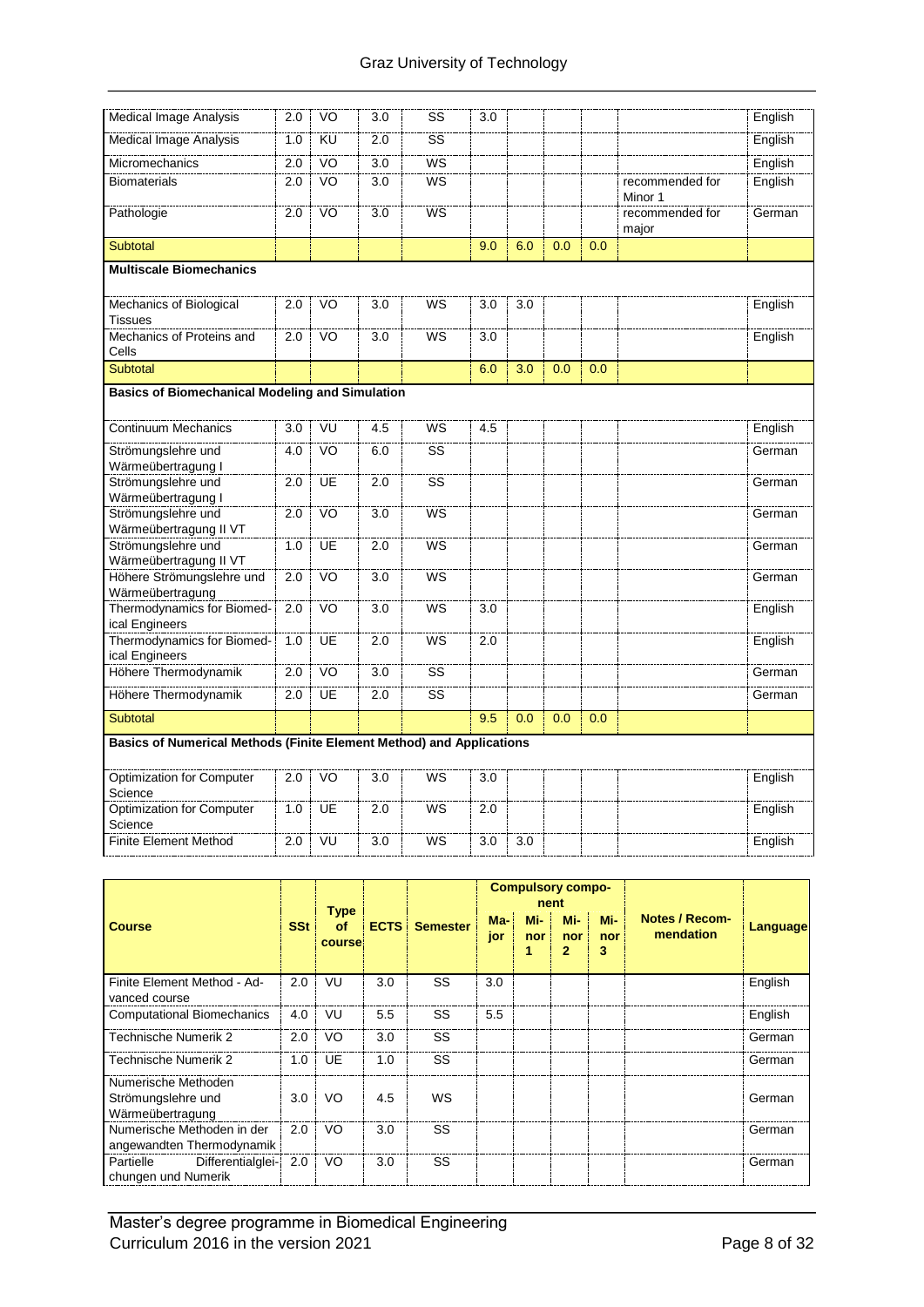| Course | SSt | Type of course | ECTS | Semester | Major | Minor 1 | Minor 2 | Minor 3 | Notes / Recommendation | Language |
|---|---|---|---|---|---|---|---|---|---|---|
| Medical Image Analysis | 2.0 | VO | 3.0 | SS | 3.0 | | | | | English |
| Medical Image Analysis | 1.0 | KU | 2.0 | SS | | | | | | English |
| Micromechanics | 2.0 | VO | 3.0 | WS | | | | | | English |
| Biomaterials | 2.0 | VO | 3.0 | WS | | | | | recommended for Minor 1 | English |
| Pathologie | 2.0 | VO | 3.0 | WS | | | | | recommended for major | German |
| Subtotal | | | | | 9.0 | 6.0 | 0.0 | 0.0 | | |
| **Multiscale Biomechanics** | | | | | | | | | | |
| Mechanics of Biological Tissues | 2.0 | VO | 3.0 | WS | 3.0 | 3.0 | | | | English |
| Mechanics of Proteins and Cells | 2.0 | VO | 3.0 | WS | 3.0 | | | | | English |
| Subtotal | | | | | 6.0 | 3.0 | 0.0 | 0.0 | | |
| **Basics of Biomechanical Modeling and Simulation** | | | | | | | | | | |
| Continuum Mechanics | 3.0 | VU | 4.5 | WS | 4.5 | | | | | English |
| Strömungslehre und Wärmeübertragung I | 4.0 | VO | 6.0 | SS | | | | | | German |
| Strömungslehre und Wärmeübertragung I | 2.0 | UE | 2.0 | SS | | | | | | German |
| Strömungslehre und Wärmeübertragung II VT | 2.0 | VO | 3.0 | WS | | | | | | German |
| Strömungslehre und Wärmeübertragung II VT | 1.0 | UE | 2.0 | WS | | | | | | German |
| Höhere Strömungslehre und Wärmeübertragung | 2.0 | VO | 3.0 | WS | | | | | | German |
| Thermodynamics for Biomedical Engineers | 2.0 | VO | 3.0 | WS | 3.0 | | | | | English |
| Thermodynamics for Biomedical Engineers | 1.0 | UE | 2.0 | WS | 2.0 | | | | | English |
| Höhere Thermodynamik | 2.0 | VO | 3.0 | SS | | | | | | German |
| Höhere Thermodynamik | 2.0 | UE | 2.0 | SS | | | | | | German |
| Subtotal | | | | | 9.5 | 0.0 | 0.0 | 0.0 | | |
| **Basics of Numerical Methods (Finite Element Method) and Applications** | | | | | | | | | | |
| Optimization for Computer Science | 2.0 | VO | 3.0 | WS | 3.0 | | | | | English |
| Optimization for Computer Science | 1.0 | UE | 2.0 | WS | 2.0 | | | | | English |
| Finite Element Method | 2.0 | VU | 3.0 | WS | 3.0 | 3.0 | | | | English |

| Course | SSt | Type of course | ECTS | Semester | Compulsory component | | | | Notes / Recommendation | Language |
|---|---|---|---|---|---|---|---|---|---|---|
| | | | | | Major | Minor 1 | Minor 2 | Minor 3 | | |
| Finite Element Method - Advanced course | 2.0 | VU | 3.0 | SS | 3.0 | | | | | English |
| Computational Biomechanics | 4.0 | VU | 5.5 | SS | 5.5 | | | | | English |
| Technische Numerik 2 | 2.0 | VO | 3.0 | SS | | | | | | German |
| Technische Numerik 2 | 1.0 | UE | 1.0 | SS | | | | | | German |
| Numerische Methoden Strömungslehre und Wärmeübertragung | 3.0 | VO | 4.5 | WS | | | | | | German |
| Numerische Methoden in der angewandten Thermodynamik | 2.0 | VO | 3.0 | SS | | | | | | German |
| Partielle Differentialgleichungen und Numerik | 2.0 | VO | 3.0 | SS | | | | | | German |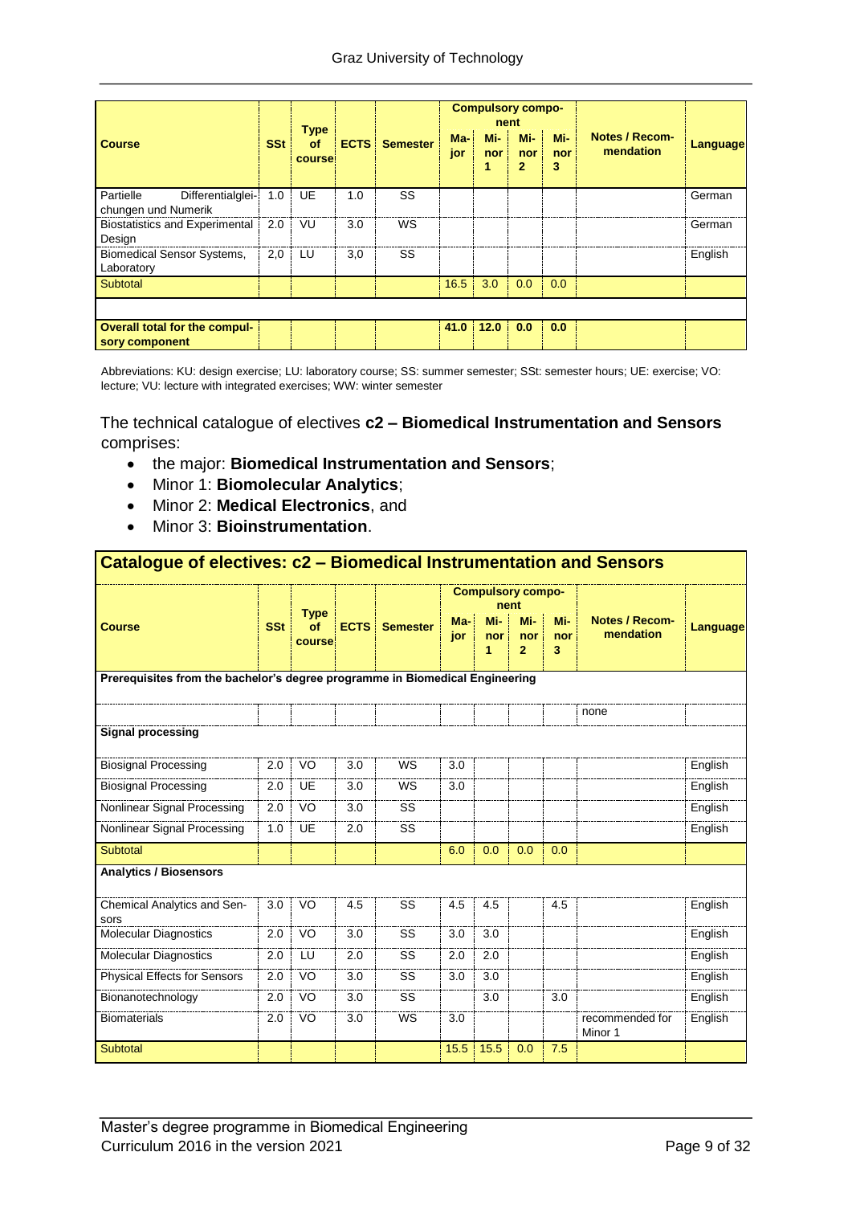| Course | SSt | Type of course | ECTS | Semester | Compulsory component | | | | Notes / Recommendation | Language |
|---|---|---|---|---|---|---|---|---|---|---|
| | | | | | Major | Minor 1 | Minor 2 | Minor 3 | | |
| Partielle Differentialgleichungen und Numerik | 1.0 | UE | 1.0 | SS | | | | | | German |
| Biostatistics and Experimental Design | 2.0 | VU | 3.0 | WS | | | | | | German |
| Biomedical Sensor Systems, Laboratory | 2,0 | LU | 3,0 | SS | | | | | | English |
| Subtotal | | | | | 16.5 | 3.0 | 0.0 | 0.0 | | |
| | | | | | | | | | | |
| **Overall total for the compulsory component** | | | | | **41.0** | **12.0** | **0.0** | **0.0** | | |

Abbreviations: KU: design exercise; LU: laboratory course; SS: summer semester; SSt: semester hours; UE: exercise; VO: lecture; VU: lecture with integrated exercises; WW: winter semester

The technical catalogue of electives **c2 – Biomedical Instrumentation and Sensors** comprises:

- the major: **Biomedical Instrumentation and Sensors**;
- Minor 1: **Biomolecular Analytics**;
- Minor 2: **Medical Electronics**, and
- Minor 3: **Bioinstrumentation**.

## Catalogue of electives: c2 – Biomedical Instrumentation and Sensors

| Course | SSt | Type of course | ECTS | Semester | Compulsory component | | | | Notes / Recommendation | Language |
|---|---|---|---|---|---|---|---|---|---|---|
| | | | | | Major | Minor 1 | Minor 2 | Minor 3 | | |
| **Prerequisites from the bachelor's degree programme in Biomedical Engineering** | | | | | | | | | | |
| | | | | | | | | | none | |
| **Signal processing** | | | | | | | | | | |
| Biosignal Processing | 2.0 | VO | 3.0 | WS | 3.0 | | | | | English |
| Biosignal Processing | 2.0 | UE | 3.0 | WS | 3.0 | | | | | English |
| Nonlinear Signal Processing | 2.0 | VO | 3.0 | SS | | | | | | English |
| Nonlinear Signal Processing | 1.0 | UE | 2.0 | SS | | | | | | English |
| Subtotal | | | | | 6.0 | 0.0 | 0.0 | 0.0 | | |
| **Analytics / Biosensors** | | | | | | | | | | |
| Chemical Analytics and Sensors | 3.0 | VO | 4.5 | SS | 4.5 | 4.5 | | 4.5 | | English |
| Molecular Diagnostics | 2.0 | VO | 3.0 | SS | 3.0 | 3.0 | | | | English |
| Molecular Diagnostics | 2.0 | LU | 2.0 | SS | 2.0 | 2.0 | | | | English |
| Physical Effects for Sensors | 2.0 | VO | 3.0 | SS | 3.0 | 3.0 | | | | English |
| Bionanotechnology | 2.0 | VO | 3.0 | SS | | 3.0 | | 3.0 | | English |
| Biomaterials | 2.0 | VO | 3.0 | WS | 3.0 | | | | recommended for Minor 1 | English |
| Subtotal | | | | | 15.5 | 15.5 | 0.0 | 7.5 | | |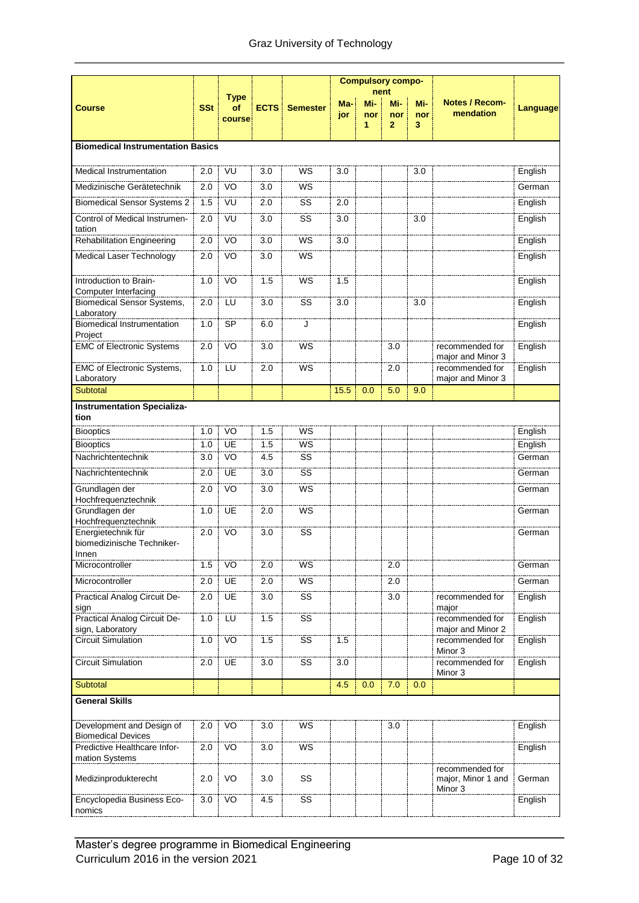| Course | SSt | Type of course | ECTS | Semester | Compulsory component | | | | Notes / Recommendation | Language |
|---|---|---|---|---|---|---|---|---|---|---|
| | | | | | Major | Minor 1 | Minor 2 | Minor 3 | | |
| **Biomedical Instrumentation Basics** | | | | | | | | | | |
| Medical Instrumentation | 2.0 | VU | 3.0 | WS | 3.0 | | | 3.0 | | English |
| Medizinische Gerätetechnik | 2.0 | VO | 3.0 | WS | | | | | | German |
| Biomedical Sensor Systems 2 | 1.5 | VU | 2.0 | SS | 2.0 | | | | | English |
| Control of Medical Instrumentation | 2.0 | VU | 3.0 | SS | 3.0 | | | 3.0 | | English |
| Rehabilitation Engineering | 2.0 | VO | 3.0 | WS | 3.0 | | | | | English |
| Medical Laser Technology | 2.0 | VO | 3.0 | WS | | | | | | English |
| Introduction to Brain-Computer Interfacing | 1.0 | VO | 1.5 | WS | 1.5 | | | | | English |
| Biomedical Sensor Systems, Laboratory | 2.0 | LU | 3.0 | SS | 3.0 | | | 3.0 | | English |
| Biomedical Instrumentation Project | 1.0 | SP | 6.0 | J | | | | | | English |
| EMC of Electronic Systems | 2.0 | VO | 3.0 | WS | | | 3.0 | | recommended for major and Minor 3 | English |
| EMC of Electronic Systems, Laboratory | 1.0 | LU | 2.0 | WS | | | 2.0 | | recommended for major and Minor 3 | English |
| Subtotal | | | | | 15.5 | 0.0 | 5.0 | 9.0 | | |
| **Instrumentation Specialization** | | | | | | | | | | |
| Biooptics | 1.0 | VO | 1.5 | WS | | | | | | English |
| Biooptics | 1.0 | UE | 1.5 | WS | | | | | | English |
| Nachrichtentechnik | 3.0 | VO | 4.5 | SS | | | | | | German |
| Nachrichtentechnik | 2.0 | UE | 3.0 | SS | | | | | | German |
| Grundlagen der Hochfrequenztechnik | 2.0 | VO | 3.0 | WS | | | | | | German |
| Grundlagen der Hochfrequenztechnik | 1.0 | UE | 2.0 | WS | | | | | | German |
| Energietechnik für biomedizinische Techniker-Innen | 2.0 | VO | 3.0 | SS | | | | | | German |
| Microcontroller | 1.5 | VO | 2.0 | WS | | | 2.0 | | | German |
| Microcontroller | 2.0 | UE | 2.0 | WS | | | 2.0 | | | German |
| Practical Analog Circuit Design | 2.0 | UE | 3.0 | SS | | | 3.0 | | recommended for major | English |
| Practical Analog Circuit Design, Laboratory | 1.0 | LU | 1.5 | SS | | | | | recommended for major and Minor 2 | English |
| Circuit Simulation | 1.0 | VO | 1.5 | SS | 1.5 | | | | recommended for Minor 3 | English |
| Circuit Simulation | 2.0 | UE | 3.0 | SS | 3.0 | | | | recommended for Minor 3 | English |
| Subtotal | | | | | 4.5 | 0.0 | 7.0 | 0.0 | | |
| **General Skills** | | | | | | | | | | |
| Development and Design of Biomedical Devices | 2.0 | VO | 3.0 | WS | | | 3.0 | | | English |
| Predictive Healthcare Information Systems | 2.0 | VO | 3.0 | WS | | | | | | English |
| Medizinprodukterecht | 2.0 | VO | 3.0 | SS | | | | | recommended for major, Minor 1 and Minor 3 | German |
| Encyclopedia Business Economics | 3.0 | VO | 4.5 | SS | | | | | | English |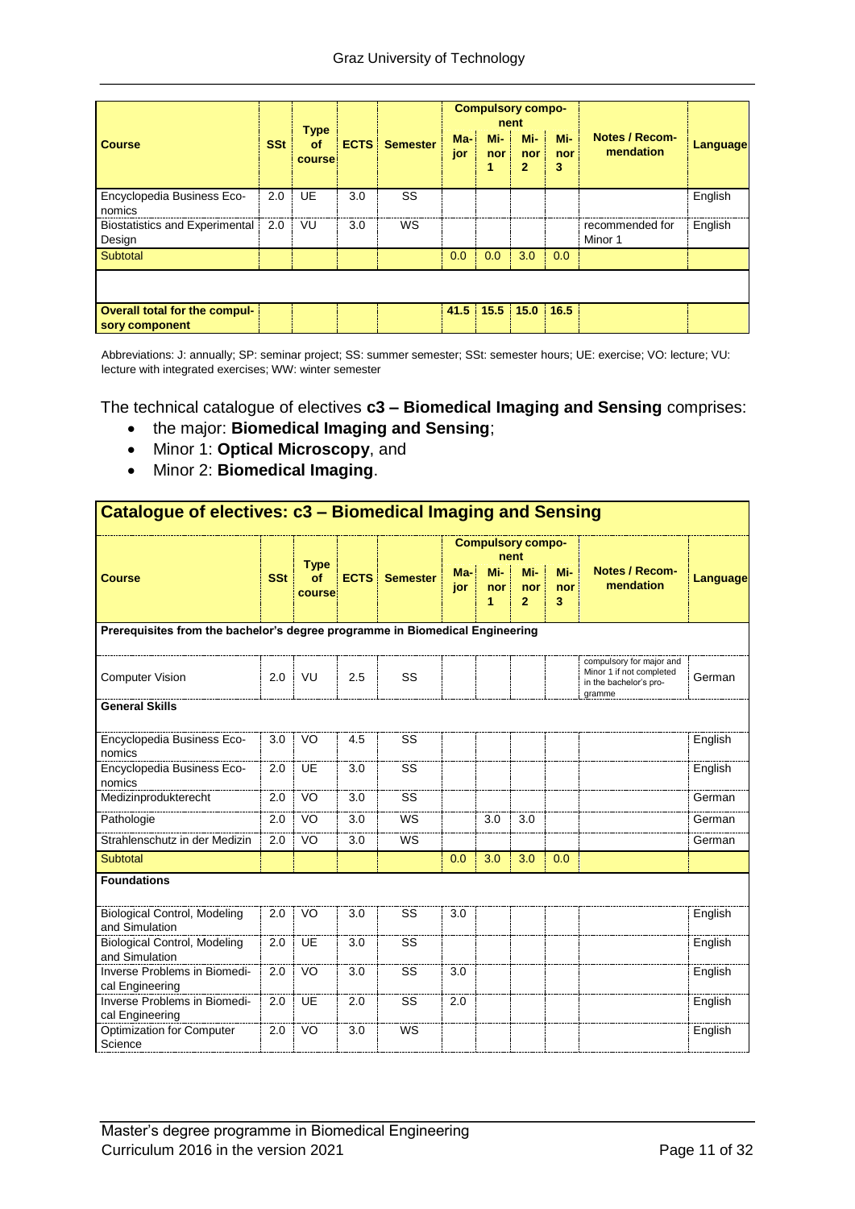| Course | SSt | Type of course | ECTS | Semester | Compulsory component | | | | Notes / Recommendation | Language |
|---|---|---|---|---|---|---|---|---|---|---|
| | | | | | Major | Minor 1 | Minor 2 | Minor 3 | | |
| Encyclopedia Business Economics | 2.0 | UE | 3.0 | SS | | | | | | English |
| Biostatistics and Experimental Design | 2.0 | VU | 3.0 | WS | | | | | recommended for Minor 1 | English |
| Subtotal | | | | | 0.0 | 0.0 | 3.0 | 0.0 | | |
| | | | | | | | | | | |
| Overall total for the compulsory component | | | | | 41.5 | 15.5 | 15.0 | 16.5 | | |

Abbreviations: J: annually; SP: seminar project; SS: summer semester; SSt: semester hours; UE: exercise; VO: lecture; VU: lecture with integrated exercises; WW: winter semester

The technical catalogue of electives **c3 – Biomedical Imaging and Sensing** comprises:

- the major: **Biomedical Imaging and Sensing**;
- Minor 1: **Optical Microscopy**, and
- Minor 2: **Biomedical Imaging**.

| Catalogue of electives: c3 – Biomedical Imaging and Sensing | | | | | | | | | | |
|---|---|---|---|---|---|---|---|---|---|---|
| Course | SSt | Type of course | ECTS | Semester | Compulsory component | | | | Notes / Recommendation | Language |
| | | | | | Major | Minor 1 | Minor 2 | Minor 3 | | |
| **Prerequisites from the bachelor's degree programme in Biomedical Engineering** | | | | | | | | | | |
| Computer Vision | 2.0 | VU | 2.5 | SS | | | | | compulsory for major and Minor 1 if not completed in the bachelor's programme | German |
| **General Skills** | | | | | | | | | | |
| Encyclopedia Business Economics | 3.0 | VO | 4.5 | SS | | | | | | English |
| Encyclopedia Business Economics | 2.0 | UE | 3.0 | SS | | | | | | English |
| Medizinprodukterecht | 2.0 | VO | 3.0 | SS | | | | | | German |
| Pathologie | 2.0 | VO | 3.0 | WS | | 3.0 | 3.0 | | | German |
| Strahlenschutz in der Medizin | 2.0 | VO | 3.0 | WS | | | | | | German |
| Subtotal | | | | | 0.0 | 3.0 | 3.0 | 0.0 | | |
| **Foundations** | | | | | | | | | | |
| Biological Control, Modeling and Simulation | 2.0 | VO | 3.0 | SS | 3.0 | | | | | English |
| Biological Control, Modeling and Simulation | 2.0 | UE | 3.0 | SS | | | | | | English |
| Inverse Problems in Biomedical Engineering | 2.0 | VO | 3.0 | SS | 3.0 | | | | | English |
| Inverse Problems in Biomedical Engineering | 2.0 | UE | 2.0 | SS | 2.0 | | | | | English |
| Optimization for Computer Science | 2.0 | VO | 3.0 | WS | | | | | | English |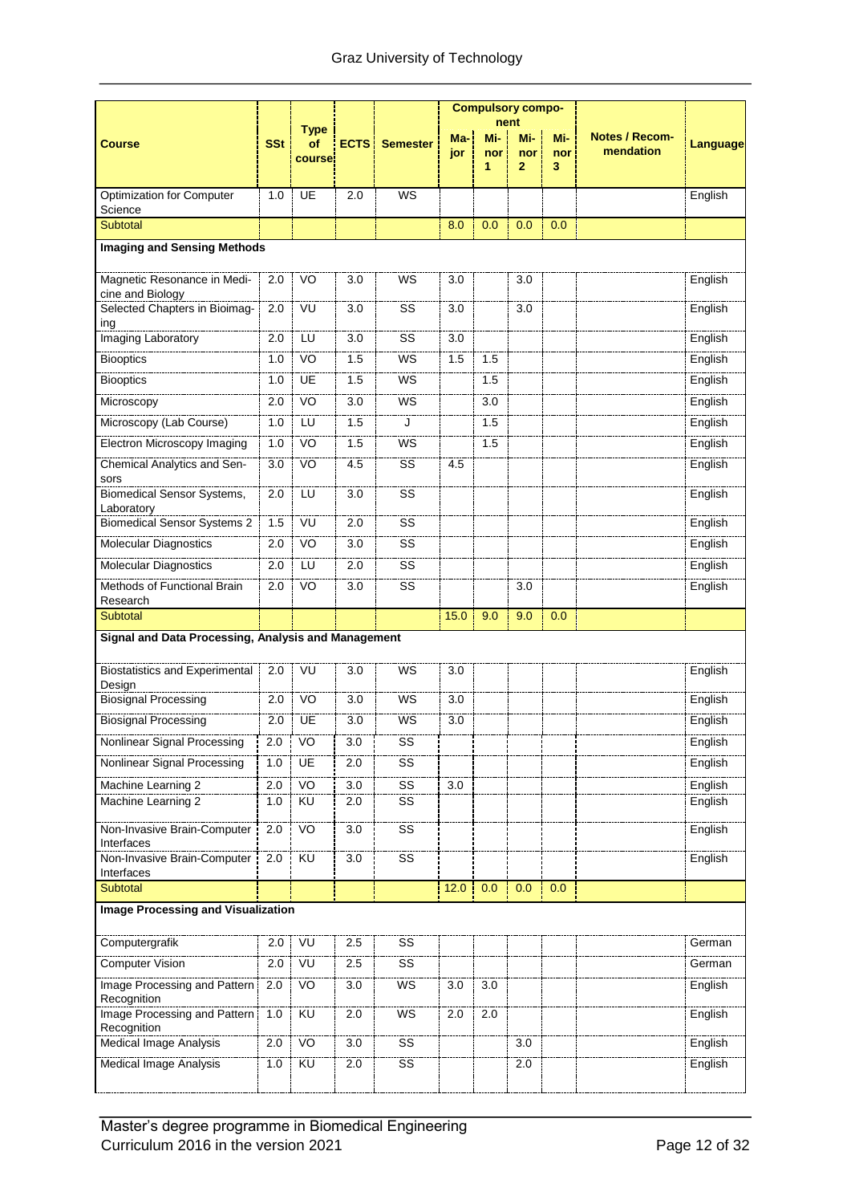| Course | SSt | Type of course | ECTS | Semester | Compulsory component | | | | Notes / Recommendation | Language |
|---|---|---|---|---|---|---|---|---|---|---|
| | | | | | Major | Minor 1 | Minor 2 | Minor 3 | | |
| Optimization for Computer Science | 1.0 | UE | 2.0 | WS | | | | | | English |
| Subtotal | | | | | 8.0 | 0.0 | 0.0 | 0.0 | | |
| **Imaging and Sensing Methods** | | | | | | | | | | |
| Magnetic Resonance in Medicine and Biology | 2.0 | VO | 3.0 | WS | 3.0 | | 3.0 | | | English |
| Selected Chapters in Bioimaging | 2.0 | VU | 3.0 | SS | 3.0 | | 3.0 | | | English |
| Imaging Laboratory | 2.0 | LU | 3.0 | SS | 3.0 | | | | | English |
| Biooptics | 1.0 | VO | 1.5 | WS | 1.5 | 1.5 | | | | English |
| Biooptics | 1.0 | UE | 1.5 | WS | | 1.5 | | | | English |
| Microscopy | 2.0 | VO | 3.0 | WS | | 3.0 | | | | English |
| Microscopy (Lab Course) | 1.0 | LU | 1.5 | J | | 1.5 | | | | English |
| Electron Microscopy Imaging | 1.0 | VO | 1.5 | WS | | 1.5 | | | | English |
| Chemical Analytics and Sensors | 3.0 | VO | 4.5 | SS | 4.5 | | | | | English |
| Biomedical Sensor Systems, Laboratory | 2.0 | LU | 3.0 | SS | | | | | | English |
| Biomedical Sensor Systems 2 | 1.5 | VU | 2.0 | SS | | | | | | English |
| Molecular Diagnostics | 2.0 | VO | 3.0 | SS | | | | | | English |
| Molecular Diagnostics | 2.0 | LU | 2.0 | SS | | | | | | English |
| Methods of Functional Brain Research | 2.0 | VO | 3.0 | SS | | | 3.0 | | | English |
| Subtotal | | | | | 15.0 | 9.0 | 9.0 | 0.0 | | |
| **Signal and Data Processing, Analysis and Management** | | | | | | | | | | |
| Biostatistics and Experimental Design | 2.0 | VU | 3.0 | WS | 3.0 | | | | | English |
| Biosignal Processing | 2.0 | VO | 3.0 | WS | 3.0 | | | | | English |
| Biosignal Processing | 2.0 | UE | 3.0 | WS | 3.0 | | | | | English |
| Nonlinear Signal Processing | 2.0 | VO | 3.0 | SS | | | | | | English |
| Nonlinear Signal Processing | 1.0 | UE | 2.0 | SS | | | | | | English |
| Machine Learning 2 | 2.0 | VO | 3.0 | SS | 3.0 | | | | | English |
| Machine Learning 2 | 1.0 | KU | 2.0 | SS | | | | | | English |
| Non-Invasive Brain-Computer Interfaces | 2.0 | VO | 3.0 | SS | | | | | | English |
| Non-Invasive Brain-Computer Interfaces | 2.0 | KU | 3.0 | SS | | | | | | English |
| Subtotal | | | | | 12.0 | 0.0 | 0.0 | 0.0 | | |
| **Image Processing and Visualization** | | | | | | | | | | |
| Computergrafik | 2.0 | VU | 2.5 | SS | | | | | | German |
| Computer Vision | 2.0 | VU | 2.5 | SS | | | | | | German |
| Image Processing and Pattern Recognition | 2.0 | VO | 3.0 | WS | 3.0 | 3.0 | | | | English |
| Image Processing and Pattern Recognition | 1.0 | KU | 2.0 | WS | 2.0 | 2.0 | | | | English |
| Medical Image Analysis | 2.0 | VO | 3.0 | SS | | | 3.0 | | | English |
| Medical Image Analysis | 1.0 | KU | 2.0 | SS | | | 2.0 | | | English |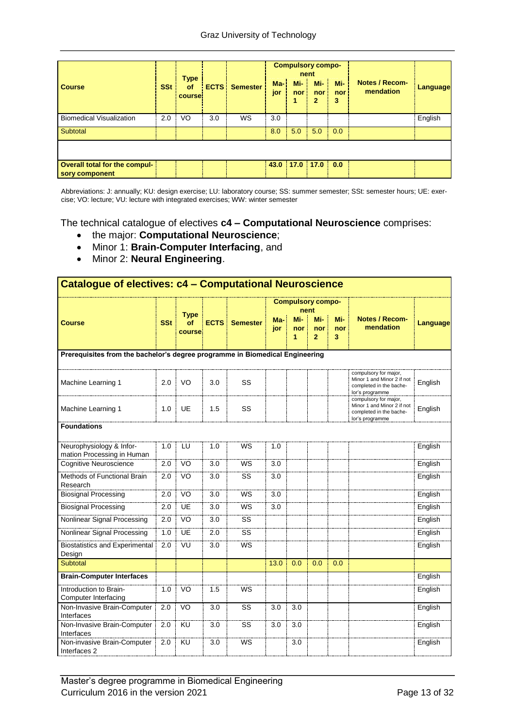| Course | SSt | Type of course | ECTS | Semester | Compulsory component | | | | Notes / Recommendation | Language |
|---|---|---|---|---|---|---|---|---|---|---|
| | | | | | Major | Minor 1 | Minor 2 | Minor 3 | | |
| Biomedical Visualization | 2.0 | VO | 3.0 | WS | 3.0 | | | | | English |
| Subtotal | | | | | 8.0 | 5.0 | 5.0 | 0.0 | | |
| | | | | | | | | | | |
| Overall total for the compulsory component | | | | | 43.0 | 17.0 | 17.0 | 0.0 | | |

Abbreviations: J: annually; KU: design exercise; LU: laboratory course; SS: summer semester; SSt: semester hours; UE: exercise; VO: lecture; VU: lecture with integrated exercises; WW: winter semester

The technical catalogue of electives **c4 – Computational Neuroscience** comprises:

- the major: **Computational Neuroscience**;
- Minor 1: **Brain-Computer Interfacing**, and
- Minor 2: **Neural Engineering**.

| Catalogue of electives: c4 – Computational Neuroscience | | | | | | | | | | |
|---|---|---|---|---|---|---|---|---|---|---|
| Course | SSt | Type of course | ECTS | Semester | Compulsory component | | | | Notes / Recommendation | Language |
| | | | | | Major | Minor 1 | Minor 2 | Minor 3 | | |
| **Prerequisites from the bachelor's degree programme in Biomedical Engineering** | | | | | | | | | | |
| Machine Learning 1 | 2.0 | VO | 3.0 | SS | | | | | compulsory for major, Minor 1 and Minor 2 if not completed in the bachelor's programme | English |
| Machine Learning 1 | 1.0 | UE | 1.5 | SS | | | | | compulsory for major, Minor 1 and Minor 2 if not completed in the bachelor's programme | English |
| **Foundations** | | | | | | | | | | |
| Neurophysiology & Information Processing in Human | 1.0 | LU | 1.0 | WS | 1.0 | | | | | English |
| Cognitive Neuroscience | 2.0 | VO | 3.0 | WS | 3.0 | | | | | English |
| Methods of Functional Brain Research | 2.0 | VO | 3.0 | SS | 3.0 | | | | | English |
| Biosignal Processing | 2.0 | VO | 3.0 | WS | 3.0 | | | | | English |
| Biosignal Processing | 2.0 | UE | 3.0 | WS | 3.0 | | | | | English |
| Nonlinear Signal Processing | 2.0 | VO | 3.0 | SS | | | | | | English |
| Nonlinear Signal Processing | 1.0 | UE | 2.0 | SS | | | | | | English |
| Biostatistics and Experimental Design | 2.0 | VU | 3.0 | WS | | | | | | English |
| Subtotal | | | | | 13.0 | 0.0 | 0.0 | 0.0 | | |
| **Brain-Computer Interfaces** | | | | | | | | | | English |
| Introduction to Brain-Computer Interfacing | 1.0 | VO | 1.5 | WS | | | | | | English |
| Non-Invasive Brain-Computer Interfaces | 2.0 | VO | 3.0 | SS | 3.0 | 3.0 | | | | English |
| Non-Invasive Brain-Computer Interfaces | 2.0 | KU | 3.0 | SS | 3.0 | 3.0 | | | | English |
| Non-invasive Brain-Computer Interfaces 2 | 2.0 | KU | 3.0 | WS | | 3.0 | | | | English |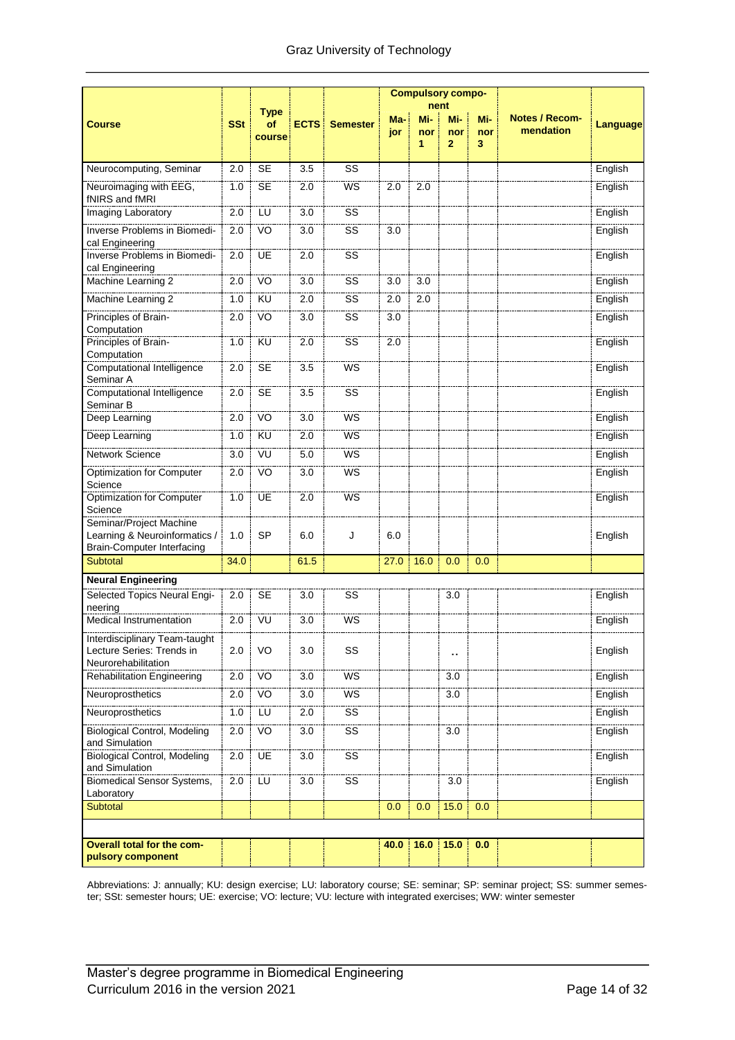| Course | SSt | Type of course | ECTS | Semester | Compulsory component | | | | Notes / Recommendation | Language |
|---|---|---|---|---|---|---|---|---|---|---|
| | | | | | Major | Minor 1 | Minor 2 | Minor 3 | | |
| Neurocomputing, Seminar | 2.0 | SE | 3.5 | SS | | | | | | English |
| Neuroimaging with EEG, fNIRS and fMRI | 1.0 | SE | 2.0 | WS | 2.0 | 2.0 | | | | English |
| Imaging Laboratory | 2.0 | LU | 3.0 | SS | | | | | | English |
| Inverse Problems in Biomedical Engineering | 2.0 | VO | 3.0 | SS | 3.0 | | | | | English |
| Inverse Problems in Biomedical Engineering | 2.0 | UE | 2.0 | SS | | | | | | English |
| Machine Learning 2 | 2.0 | VO | 3.0 | SS | 3.0 | 3.0 | | | | English |
| Machine Learning 2 | 1.0 | KU | 2.0 | SS | 2.0 | 2.0 | | | | English |
| Principles of Brain-Computation | 2.0 | VO | 3.0 | SS | 3.0 | | | | | English |
| Principles of Brain-Computation | 1.0 | KU | 2.0 | SS | 2.0 | | | | | English |
| Computational Intelligence Seminar A | 2.0 | SE | 3.5 | WS | | | | | | English |
| Computational Intelligence Seminar B | 2.0 | SE | 3.5 | SS | | | | | | English |
| Deep Learning | 2.0 | VO | 3.0 | WS | | | | | | English |
| Deep Learning | 1.0 | KU | 2.0 | WS | | | | | | English |
| Network Science | 3.0 | VU | 5.0 | WS | | | | | | English |
| Optimization for Computer Science | 2.0 | VO | 3.0 | WS | | | | | | English |
| Optimization for Computer Science | 1.0 | UE | 2.0 | WS | | | | | | English |
| Seminar/Project Machine Learning & Neuroinformatics / Brain-Computer Interfacing | 1.0 | SP | 6.0 | J | 6.0 | | | | | English |
| Subtotal | 34.0 | | 61.5 | | 27.0 | 16.0 | 0.0 | 0.0 | | |
| **Neural Engineering** | | | | | | | | | | |
| Selected Topics Neural Engineering | 2.0 | SE | 3.0 | SS | | | 3.0 | | | English |
| Medical Instrumentation | 2.0 | VU | 3.0 | WS | | | | | | English |
| Interdisciplinary Team-taught Lecture Series: Trends in Neurorehabilitation | 2.0 | VO | 3.0 | SS | | | .. | | | English |
| Rehabilitation Engineering | 2.0 | VO | 3.0 | WS | | | 3.0 | | | English |
| Neuroprosthetics | 2.0 | VO | 3.0 | WS | | | 3.0 | | | English |
| Neuroprosthetics | 1.0 | LU | 2.0 | SS | | | | | | English |
| Biological Control, Modeling and Simulation | 2.0 | VO | 3.0 | SS | | | 3.0 | | | English |
| Biological Control, Modeling and Simulation | 2.0 | UE | 3.0 | SS | | | | | | English |
| Biomedical Sensor Systems, Laboratory | 2.0 | LU | 3.0 | SS | | | 3.0 | | | English |
| Subtotal | | | | | 0.0 | 0.0 | 15.0 | 0.0 | | |
| | | | | | | | | | | |
| **Overall total for the compulsory component** | | | | | **40.0** | **16.0** | **15.0** | **0.0** | | |

Abbreviations: J: annually; KU: design exercise; LU: laboratory course; SE: seminar; SP: seminar project; SS: summer semester; SSt: semester hours; UE: exercise; VO: lecture; VU: lecture with integrated exercises; WW: winter semester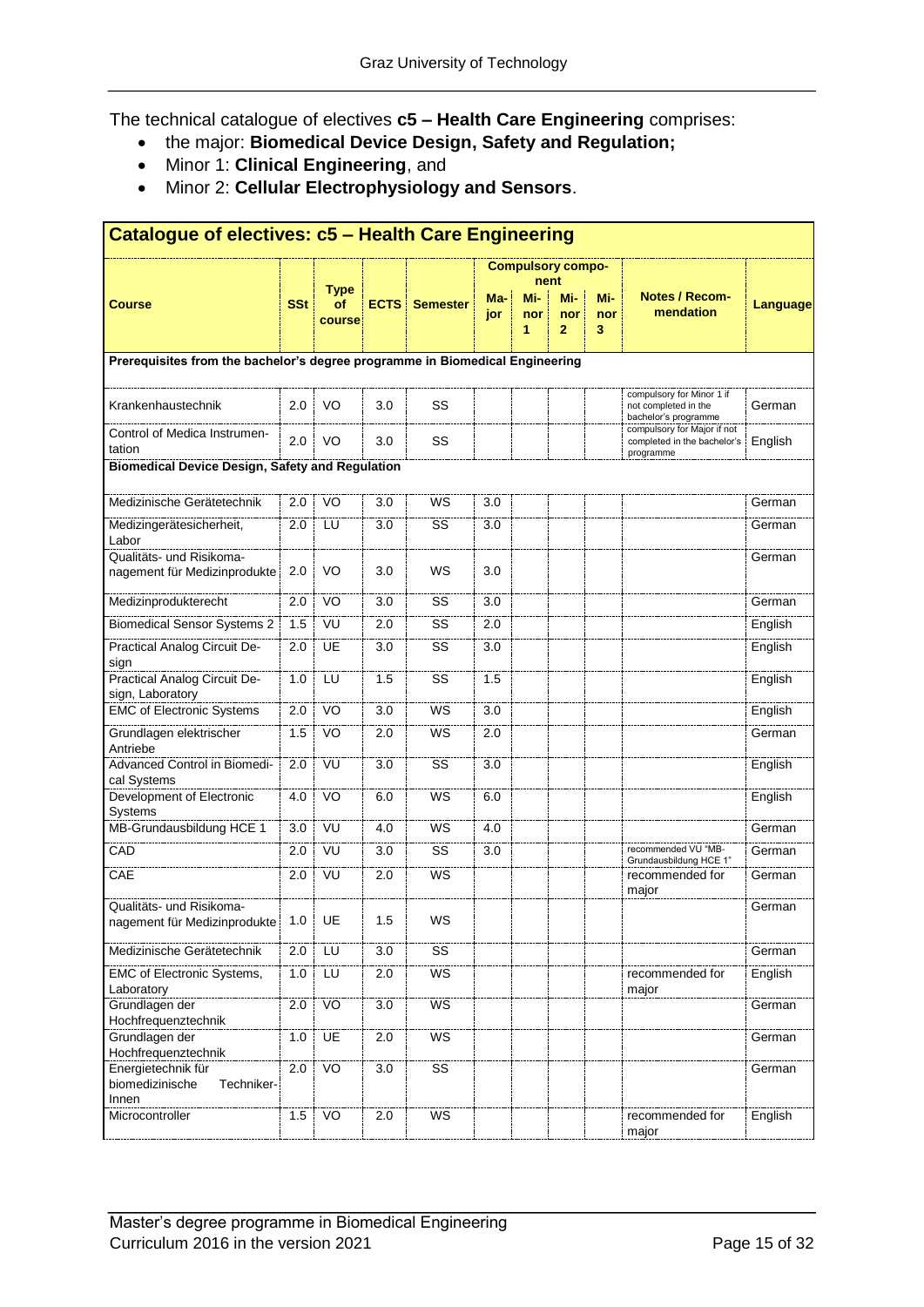The technical catalogue of electives **c5 – Health Care Engineering** comprises:

- the major: **Biomedical Device Design, Safety and Regulation;**
- Minor 1: **Clinical Engineering**, and
- Minor 2: **Cellular Electrophysiology and Sensors**.

| **Catalogue of electives: c5 – Health Care Engineering** | | | | | | | | | | |
|---|---|---|---|---|---|---|---|---|---|---|
| | | | | | **Compulsory component** | | | | | |
| **Course** | **SSt** | **Type of course** | **ECTS** | **Semester** | **Major** | **Minor 1** | **Minor 2** | **Minor 3** | **Notes / Recommendation** | **Language** |
| **Prerequisites from the bachelor's degree programme in Biomedical Engineering** | | | | | | | | | | |
| Krankenhaustechnik | 2.0 | VO | 3.0 | SS | | | | | compulsory for Minor 1 if not completed in the bachelor's programme | German |
| Control of Medica Instrumentation | 2.0 | VO | 3.0 | SS | | | | | compulsory for Major if not completed in the bachelor's programme | English |
| **Biomedical Device Design, Safety and Regulation** | | | | | | | | | | |
| Medizinische Gerätetechnik | 2.0 | VO | 3.0 | WS | 3.0 | | | | | German |
| Medizingerätesicherheit, Labor | 2.0 | LU | 3.0 | SS | 3.0 | | | | | German |
| Qualitäts- und Risikomanagement für Medizinprodukte | 2.0 | VO | 3.0 | WS | 3.0 | | | | | German |
| Medizinprodukterecht | 2.0 | VO | 3.0 | SS | 3.0 | | | | | German |
| Biomedical Sensor Systems 2 | 1.5 | VU | 2.0 | SS | 2.0 | | | | | English |
| Practical Analog Circuit Design | 2.0 | UE | 3.0 | SS | 3.0 | | | | | English |
| Practical Analog Circuit Design, Laboratory | 1.0 | LU | 1.5 | SS | 1.5 | | | | | English |
| EMC of Electronic Systems | 2.0 | VO | 3.0 | WS | 3.0 | | | | | English |
| Grundlagen elektrischer Antriebe | 1.5 | VO | 2.0 | WS | 2.0 | | | | | German |
| Advanced Control in Biomedical Systems | 2.0 | VU | 3.0 | SS | 3.0 | | | | | English |
| Development of Electronic Systems | 4.0 | VO | 6.0 | WS | 6.0 | | | | | English |
| MB-Grundausbildung HCE 1 | 3.0 | VU | 4.0 | WS | 4.0 | | | | | German |
| CAD | 2.0 | VU | 3.0 | SS | 3.0 | | | | recommended VU "MB-Grundausbildung HCE 1" | German |
| CAE | 2.0 | VU | 2.0 | WS | | | | | recommended for major | German |
| Qualitäts- und Risikomanagement für Medizinprodukte | 1.0 | UE | 1.5 | WS | | | | | | German |
| Medizinische Gerätetechnik | 2.0 | LU | 3.0 | SS | | | | | | German |
| EMC of Electronic Systems, Laboratory | 1.0 | LU | 2.0 | WS | | | | | recommended for major | English |
| Grundlagen der Hochfrequenztechnik | 2.0 | VO | 3.0 | WS | | | | | | German |
| Grundlagen der Hochfrequenztechnik | 1.0 | UE | 2.0 | WS | | | | | | German |
| Energietechnik für biomedizinische Techniker-Innen | 2.0 | VO | 3.0 | SS | | | | | | German |
| Microcontroller | 1.5 | VO | 2.0 | WS | | | | | recommended for major | English |

Master's degree programme in Biomedical Engineering
Curriculum 2016 in the version 2021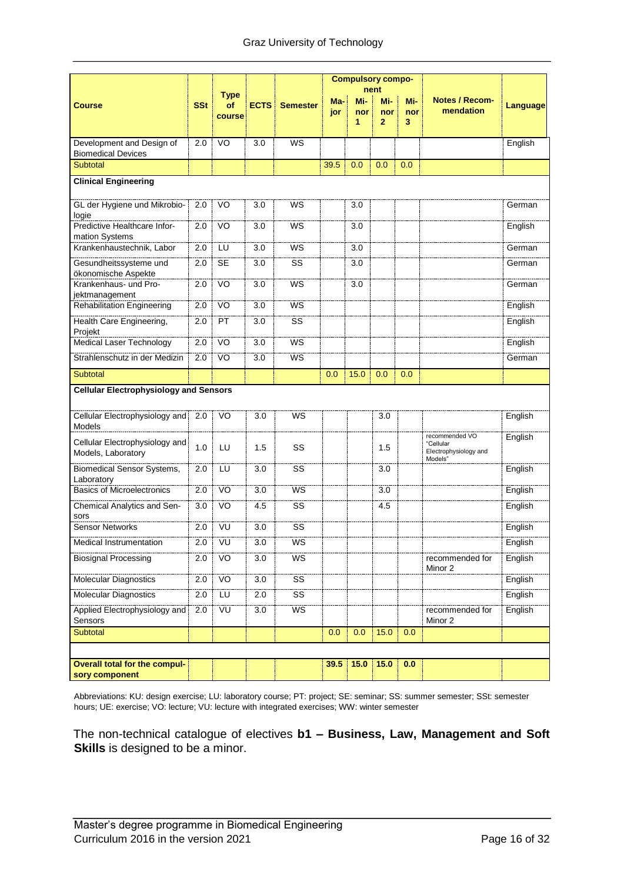| Course | SSt | Type of course | ECTS | Semester | Compulsory component | | | | Notes / Recommendation | Language |
|---|---|---|---|---|---|---|---|---|---|---|
| | | | | | Major | Minor 1 | Minor 2 | Minor 3 | | |
| Development and Design of Biomedical Devices | 2.0 | VO | 3.0 | WS | | | | | | English |
| Subtotal | | | | | 39.5 | 0.0 | 0.0 | 0.0 | | |
| **Clinical Engineering** | | | | | | | | | | |
| GL der Hygiene und Mikrobiologie | 2.0 | VO | 3.0 | WS | | 3.0 | | | | German |
| Predictive Healthcare Information Systems | 2.0 | VO | 3.0 | WS | | 3.0 | | | | English |
| Krankenhaustechnik, Labor | 2.0 | LU | 3.0 | WS | | 3.0 | | | | German |
| Gesundheitssysteme und ökonomische Aspekte | 2.0 | SE | 3.0 | SS | | 3.0 | | | | German |
| Krankenhaus- und Projektmanagement | 2.0 | VO | 3.0 | WS | | 3.0 | | | | German |
| Rehabilitation Engineering | 2.0 | VO | 3.0 | WS | | | | | | English |
| Health Care Engineering, Projekt | 2.0 | PT | 3.0 | SS | | | | | | English |
| Medical Laser Technology | 2.0 | VO | 3.0 | WS | | | | | | English |
| Strahlenschutz in der Medizin | 2.0 | VO | 3.0 | WS | | | | | | German |
| Subtotal | | | | | 0.0 | 15.0 | 0.0 | 0.0 | | |
| **Cellular Electrophysiology and Sensors** | | | | | | | | | | |
| Cellular Electrophysiology and Models | 2.0 | VO | 3.0 | WS | | | 3.0 | | | English |
| Cellular Electrophysiology and Models, Laboratory | 1.0 | LU | 1.5 | SS | | | 1.5 | | recommended VO "Cellular Electrophysiology and Models" | English |
| Biomedical Sensor Systems, Laboratory | 2.0 | LU | 3.0 | SS | | | 3.0 | | | English |
| Basics of Microelectronics | 2.0 | VO | 3.0 | WS | | | 3.0 | | | English |
| Chemical Analytics and Sensors | 3.0 | VO | 4.5 | SS | | | 4.5 | | | English |
| Sensor Networks | 2.0 | VU | 3.0 | SS | | | | | | English |
| Medical Instrumentation | 2.0 | VU | 3.0 | WS | | | | | | English |
| Biosignal Processing | 2.0 | VO | 3.0 | WS | | | | | recommended for Minor 2 | English |
| Molecular Diagnostics | 2.0 | VO | 3.0 | SS | | | | | | English |
| Molecular Diagnostics | 2.0 | LU | 2.0 | SS | | | | | | English |
| Applied Electrophysiology and Sensors | 2.0 | VU | 3.0 | WS | | | | | recommended for Minor 2 | English |
| Subtotal | | | | | 0.0 | 0.0 | 15.0 | 0.0 | | |
| **Overall total for the compulsory component** | | | | | **39.5** | **15.0** | **15.0** | **0.0** | | |

Abbreviations: KU: design exercise; LU: laboratory course; PT: project; SE: seminar; SS: summer semester; SSt: semester hours; UE: exercise; VO: lecture; VU: lecture with integrated exercises; WW: winter semester

The non-technical catalogue of electives **b1 – Business, Law, Management and Soft Skills** is designed to be a minor.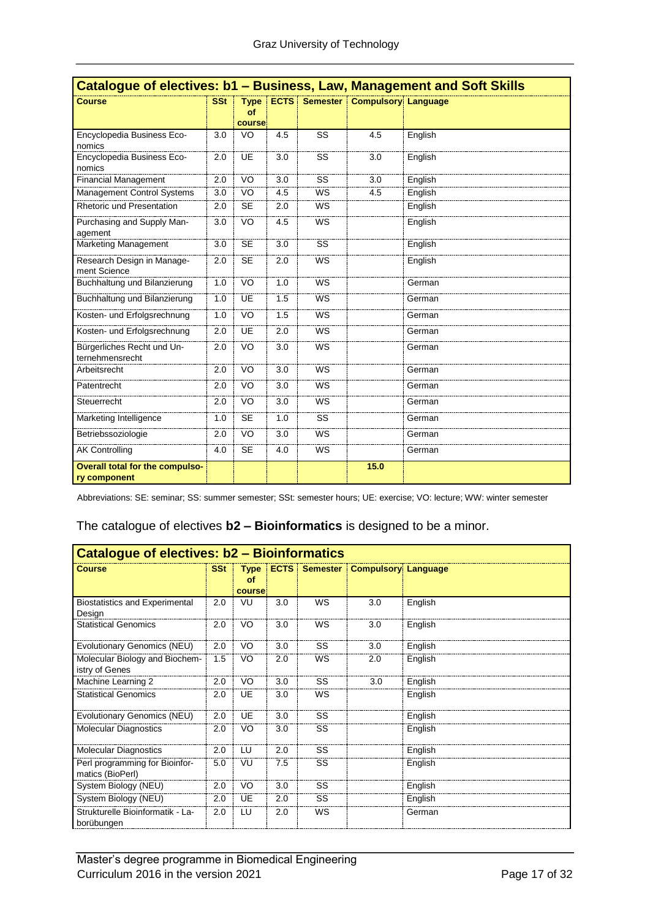| Catalogue of electives: b1 – Business, Law, Management and Soft Skills | | | | | | |
|---|---|---|---|---|---|---|
| **Course** | **SSt** | **Type of course** | **ECTS** | **Semester** | **Compulsory** | **Language** |
| Encyclopedia Business Economics | 3.0 | VO | 4.5 | SS | 4.5 | English |
| Encyclopedia Business Economics | 2.0 | UE | 3.0 | SS | 3.0 | English |
| Financial Management | 2.0 | VO | 3.0 | SS | 3.0 | English |
| Management Control Systems | 3.0 | VO | 4.5 | WS | 4.5 | English |
| Rhetoric und Presentation | 2.0 | SE | 2.0 | WS | | English |
| Purchasing and Supply Management | 3.0 | VO | 4.5 | WS | | English |
| Marketing Management | 3.0 | SE | 3.0 | SS | | English |
| Research Design in Management Science | 2.0 | SE | 2.0 | WS | | English |
| Buchhaltung und Bilanzierung | 1.0 | VO | 1.0 | WS | | German |
| Buchhaltung und Bilanzierung | 1.0 | UE | 1.5 | WS | | German |
| Kosten- und Erfolgsrechnung | 1.0 | VO | 1.5 | WS | | German |
| Kosten- und Erfolgsrechnung | 2.0 | UE | 2.0 | WS | | German |
| Bürgerliches Recht und Unternehmensrecht | 2.0 | VO | 3.0 | WS | | German |
| Arbeitsrecht | 2.0 | VO | 3.0 | WS | | German |
| Patentrecht | 2.0 | VO | 3.0 | WS | | German |
| Steuerrecht | 2.0 | VO | 3.0 | WS | | German |
| Marketing Intelligence | 1.0 | SE | 1.0 | SS | | German |
| Betriebssoziologie | 2.0 | VO | 3.0 | WS | | German |
| AK Controlling | 4.0 | SE | 4.0 | WS | | German |
| **Overall total for the compulsory component** | | | | | **15.0** | |

Abbreviations: SE: seminar; SS: summer semester; SSt: semester hours; UE: exercise; VO: lecture; WW: winter semester

The catalogue of electives **b2 – Bioinformatics** is designed to be a minor.

| Catalogue of electives: b2 – Bioinformatics | | | | | | |
|---|---|---|---|---|---|---|
| **Course** | **SSt** | **Type of course** | **ECTS** | **Semester** | **Compulsory** | **Language** |
| Biostatistics and Experimental Design | 2.0 | VU | 3.0 | WS | 3.0 | English |
| Statistical Genomics | 2.0 | VO | 3.0 | WS | 3.0 | English |
| Evolutionary Genomics (NEU) | 2.0 | VO | 3.0 | SS | 3.0 | English |
| Molecular Biology and Biochemistry of Genes | 1.5 | VO | 2.0 | WS | 2.0 | English |
| Machine Learning 2 | 2.0 | VO | 3.0 | SS | 3.0 | English |
| Statistical Genomics | 2.0 | UE | 3.0 | WS | | English |
| Evolutionary Genomics (NEU) | 2.0 | UE | 3.0 | SS | | English |
| Molecular Diagnostics | 2.0 | VO | 3.0 | SS | | English |
| Molecular Diagnostics | 2.0 | LU | 2.0 | SS | | English |
| Perl programming for Bioinformatics (BioPerl) | 5.0 | VU | 7.5 | SS | | English |
| System Biology (NEU) | 2.0 | VO | 3.0 | SS | | English |
| System Biology (NEU) | 2.0 | UE | 2.0 | SS | | English |
| Strukturelle Bioinformatik - Laborübungen | 2.0 | LU | 2.0 | WS | | German |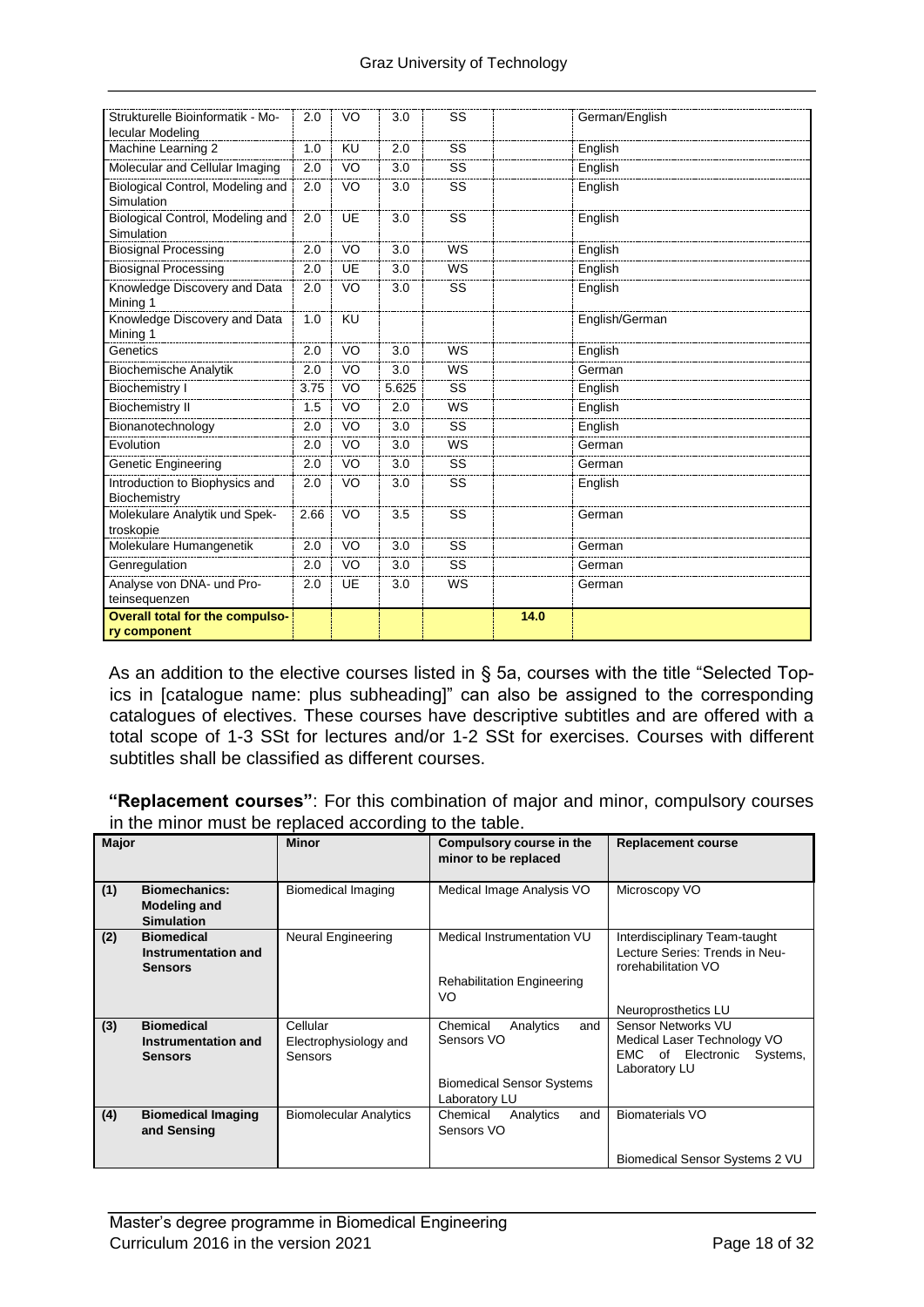| | | | | | | |
|---|---|---|---|---|---|---|
| Strukturelle Bioinformatik - Molecular Modeling | 2.0 | VO | 3.0 | SS | | German/English |
| Machine Learning 2 | 1.0 | KU | 2.0 | SS | | English |
| Molecular and Cellular Imaging | 2.0 | VO | 3.0 | SS | | English |
| Biological Control, Modeling and Simulation | 2.0 | VO | 3.0 | SS | | English |
| Biological Control, Modeling and Simulation | 2.0 | UE | 3.0 | SS | | English |
| Biosignal Processing | 2.0 | VO | 3.0 | WS | | English |
| Biosignal Processing | 2.0 | UE | 3.0 | WS | | English |
| Knowledge Discovery and Data Mining 1 | 2.0 | VO | 3.0 | SS | | English |
| Knowledge Discovery and Data Mining 1 | 1.0 | KU | | | | English/German |
| Genetics | 2.0 | VO | 3.0 | WS | | English |
| Biochemische Analytik | 2.0 | VO | 3.0 | WS | | German |
| Biochemistry I | 3.75 | VO | 5.625 | SS | | English |
| Biochemistry II | 1.5 | VO | 2.0 | WS | | English |
| Bionanotechnology | 2.0 | VO | 3.0 | SS | | English |
| Evolution | 2.0 | VO | 3.0 | WS | | German |
| Genetic Engineering | 2.0 | VO | 3.0 | SS | | German |
| Introduction to Biophysics and Biochemistry | 2.0 | VO | 3.0 | SS | | English |
| Molekulare Analytik und Spektroskopie | 2.66 | VO | 3.5 | SS | | German |
| Molekulare Humangenetik | 2.0 | VO | 3.0 | SS | | German |
| Genregulation | 2.0 | VO | 3.0 | SS | | German |
| Analyse von DNA- und Proteinsequenzen | 2.0 | UE | 3.0 | WS | | German |
| **Overall total for the compulsory component** | | | | | **14.0** | |

As an addition to the elective courses listed in § 5a, courses with the title "Selected Topics in [catalogue name: plus subheading]" can also be assigned to the corresponding catalogues of electives. These courses have descriptive subtitles and are offered with a total scope of 1-3 SSt for lectures and/or 1-2 SSt for exercises. Courses with different subtitles shall be classified as different courses.

**"Replacement courses"**: For this combination of major and minor, compulsory courses in the minor must be replaced according to the table.

| Major | Minor | Compulsory course in the minor to be replaced | Replacement course |
|---|---|---|---|
| (1) **Biomechanics: Modeling and Simulation** | Biomedical Imaging | Medical Image Analysis VO | Microscopy VO |
| (2) **Biomedical Instrumentation and Sensors** | Neural Engineering | Medical Instrumentation VU<br>Rehabilitation Engineering VO | Interdisciplinary Team-taught Lecture Series: Trends in Neurorehabilitation VO<br>Neuroprosthetics LU |
| (3) **Biomedical Instrumentation and Sensors** | Cellular Electrophysiology and Sensors | Chemical Analytics and Sensors VO<br>Biomedical Sensor Systems Laboratory LU | Sensor Networks VU<br>Medical Laser Technology VO<br>EMC of Electronic Systems, Laboratory LU |
| (4) **Biomedical Imaging and Sensing** | Biomolecular Analytics | Chemical Analytics and Sensors VO | Biomaterials VO<br>Biomedical Sensor Systems 2 VU |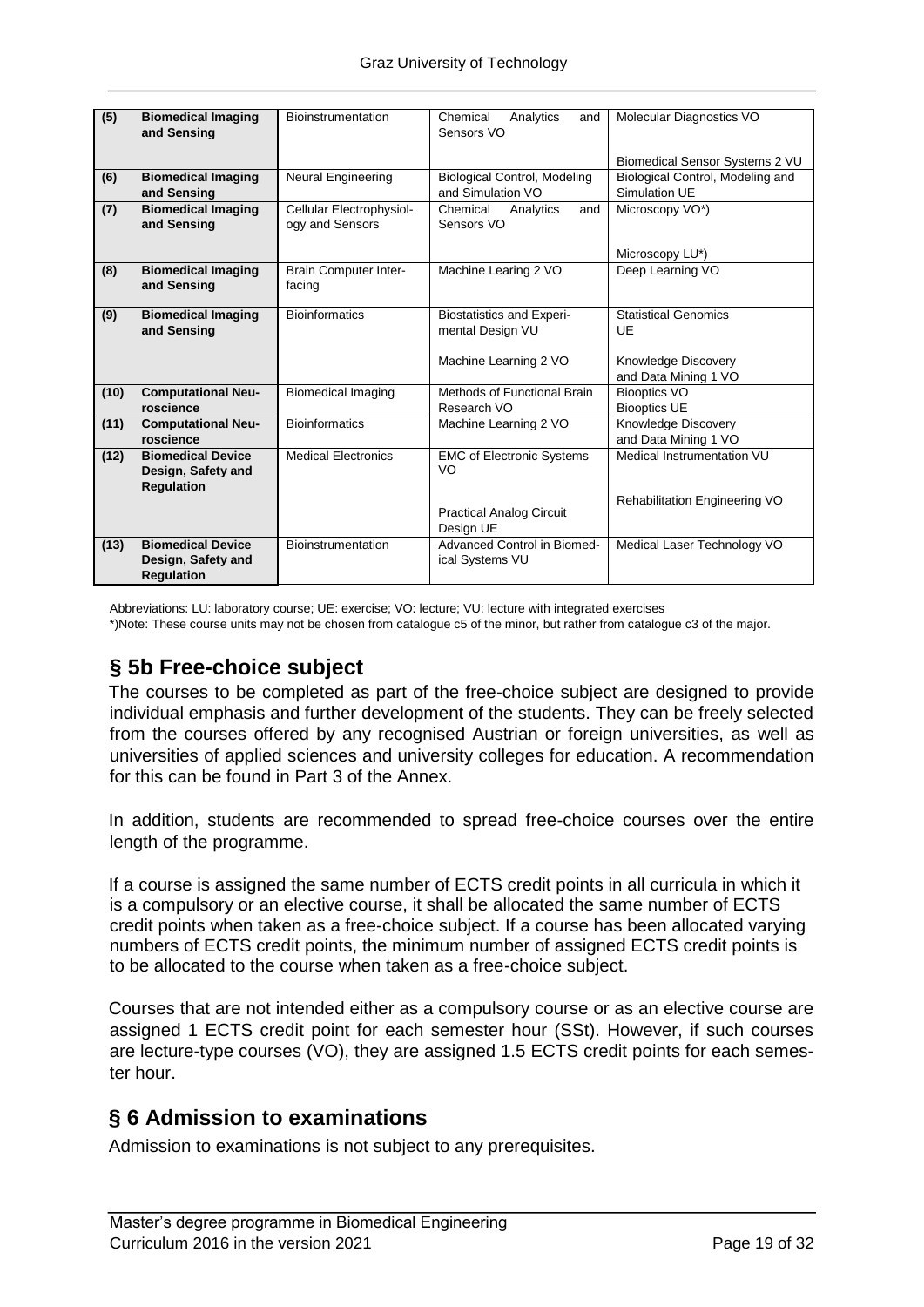| (5) | **Biomedical Imaging and Sensing** | Bioinstrumentation | Chemical Analytics and Sensors VO | Molecular Diagnostics VO<br><br>Biomedical Sensor Systems 2 VU |
|---|---|---|---|---|
| (6) | **Biomedical Imaging and Sensing** | Neural Engineering | Biological Control, Modeling and Simulation VO | Biological Control, Modeling and Simulation UE |
| (7) | **Biomedical Imaging and Sensing** | Cellular Electrophysiology and Sensors | Chemical Analytics and Sensors VO | Microscopy VO*)<br><br>Microscopy LU*) |
| (8) | **Biomedical Imaging and Sensing** | Brain Computer Interfacing | Machine Learing 2 VO | Deep Learning VO |
| (9) | **Biomedical Imaging and Sensing** | Bioinformatics | Biostatistics and Experimental Design VU<br><br>Machine Learning 2 VO | Statistical Genomics UE<br><br>Knowledge Discovery and Data Mining 1 VO |
| (10) | **Computational Neuroscience** | Biomedical Imaging | Methods of Functional Brain Research VO | Biooptics VO<br>Biooptics UE |
| (11) | **Computational Neuroscience** | Bioinformatics | Machine Learning 2 VO | Knowledge Discovery and Data Mining 1 VO |
| (12) | **Biomedical Device Design, Safety and Regulation** | Medical Electronics | EMC of Electronic Systems VO<br><br>Practical Analog Circuit Design UE | Medical Instrumentation VU<br><br>Rehabilitation Engineering VO |
| (13) | **Biomedical Device Design, Safety and Regulation** | Bioinstrumentation | Advanced Control in Biomedical Systems VU | Medical Laser Technology VO |

Abbreviations: LU: laboratory course; UE: exercise; VO: lecture; VU: lecture with integrated exercises

*)Note: These course units may not be chosen from catalogue c5 of the minor, but rather from catalogue c3 of the major.

## § 5b Free-choice subject

The courses to be completed as part of the free-choice subject are designed to provide individual emphasis and further development of the students. They can be freely selected from the courses offered by any recognised Austrian or foreign universities, as well as universities of applied sciences and university colleges for education. A recommendation for this can be found in Part 3 of the Annex.

In addition, students are recommended to spread free-choice courses over the entire length of the programme.

If a course is assigned the same number of ECTS credit points in all curricula in which it is a compulsory or an elective course, it shall be allocated the same number of ECTS credit points when taken as a free-choice subject. If a course has been allocated varying numbers of ECTS credit points, the minimum number of assigned ECTS credit points is to be allocated to the course when taken as a free-choice subject.

Courses that are not intended either as a compulsory course or as an elective course are assigned 1 ECTS credit point for each semester hour (SSt). However, if such courses are lecture-type courses (VO), they are assigned 1.5 ECTS credit points for each semester hour.

## § 6 Admission to examinations

Admission to examinations is not subject to any prerequisites.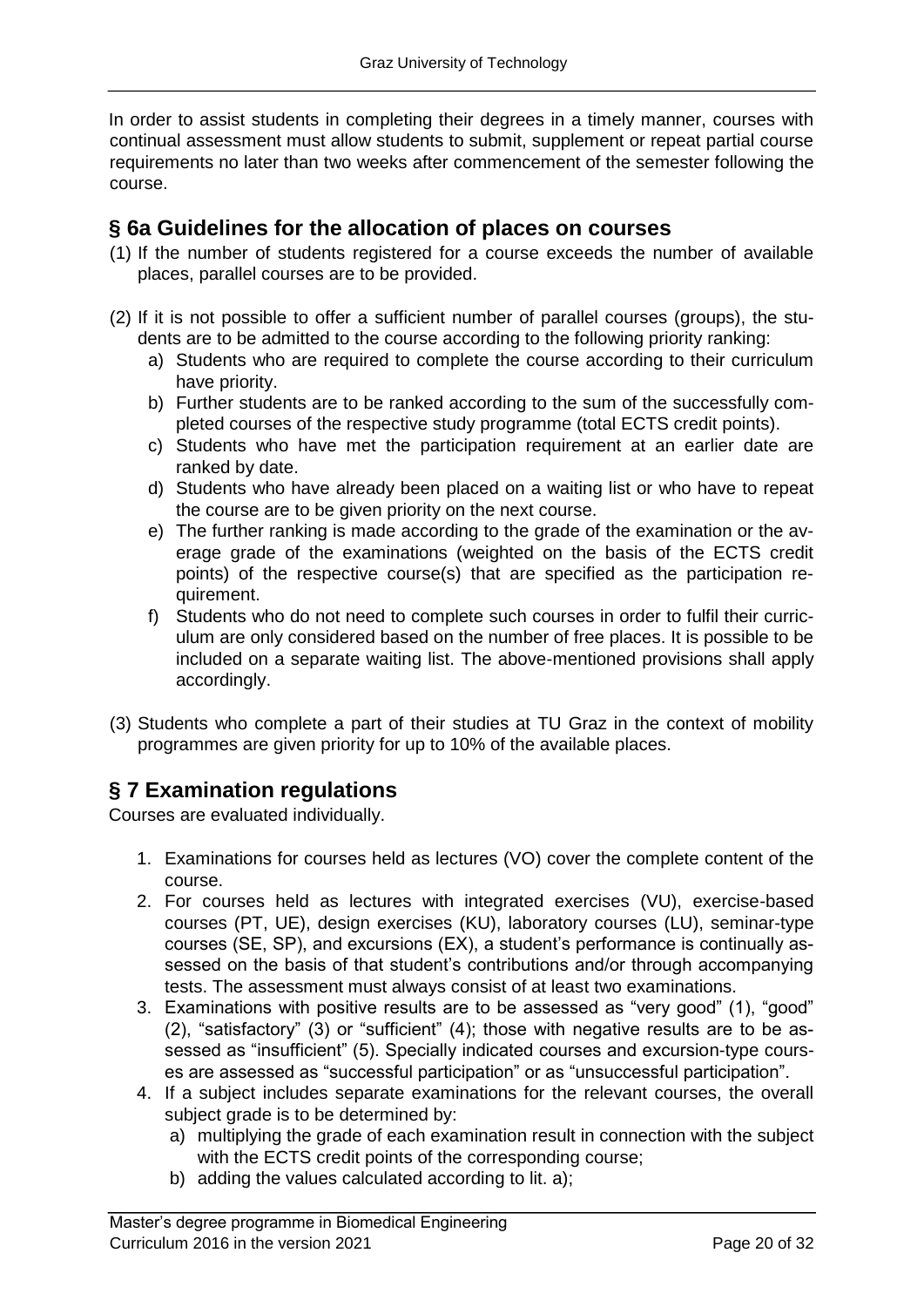In order to assist students in completing their degrees in a timely manner, courses with continual assessment must allow students to submit, supplement or repeat partial course requirements no later than two weeks after commencement of the semester following the course.

## § 6a Guidelines for the allocation of places on courses

(1) If the number of students registered for a course exceeds the number of available places, parallel courses are to be provided.

(2) If it is not possible to offer a sufficient number of parallel courses (groups), the students are to be admitted to the course according to the following priority ranking:
   a) Students who are required to complete the course according to their curriculum have priority.
   b) Further students are to be ranked according to the sum of the successfully completed courses of the respective study programme (total ECTS credit points).
   c) Students who have met the participation requirement at an earlier date are ranked by date.
   d) Students who have already been placed on a waiting list or who have to repeat the course are to be given priority on the next course.
   e) The further ranking is made according to the grade of the examination or the average grade of the examinations (weighted on the basis of the ECTS credit points) of the respective course(s) that are specified as the participation requirement.
   f) Students who do not need to complete such courses in order to fulfil their curriculum are only considered based on the number of free places. It is possible to be included on a separate waiting list. The above-mentioned provisions shall apply accordingly.

(3) Students who complete a part of their studies at TU Graz in the context of mobility programmes are given priority for up to 10% of the available places.

## § 7 Examination regulations

Courses are evaluated individually.

1. Examinations for courses held as lectures (VO) cover the complete content of the course.
2. For courses held as lectures with integrated exercises (VU), exercise-based courses (PT, UE), design exercises (KU), laboratory courses (LU), seminar-type courses (SE, SP), and excursions (EX), a student's performance is continually assessed on the basis of that student's contributions and/or through accompanying tests. The assessment must always consist of at least two examinations.
3. Examinations with positive results are to be assessed as "very good" (1), "good" (2), "satisfactory" (3) or "sufficient" (4); those with negative results are to be assessed as "insufficient" (5). Specially indicated courses and excursion-type courses are assessed as "successful participation" or as "unsuccessful participation".
4. If a subject includes separate examinations for the relevant courses, the overall subject grade is to be determined by:
   a) multiplying the grade of each examination result in connection with the subject with the ECTS credit points of the corresponding course;
   b) adding the values calculated according to lit. a);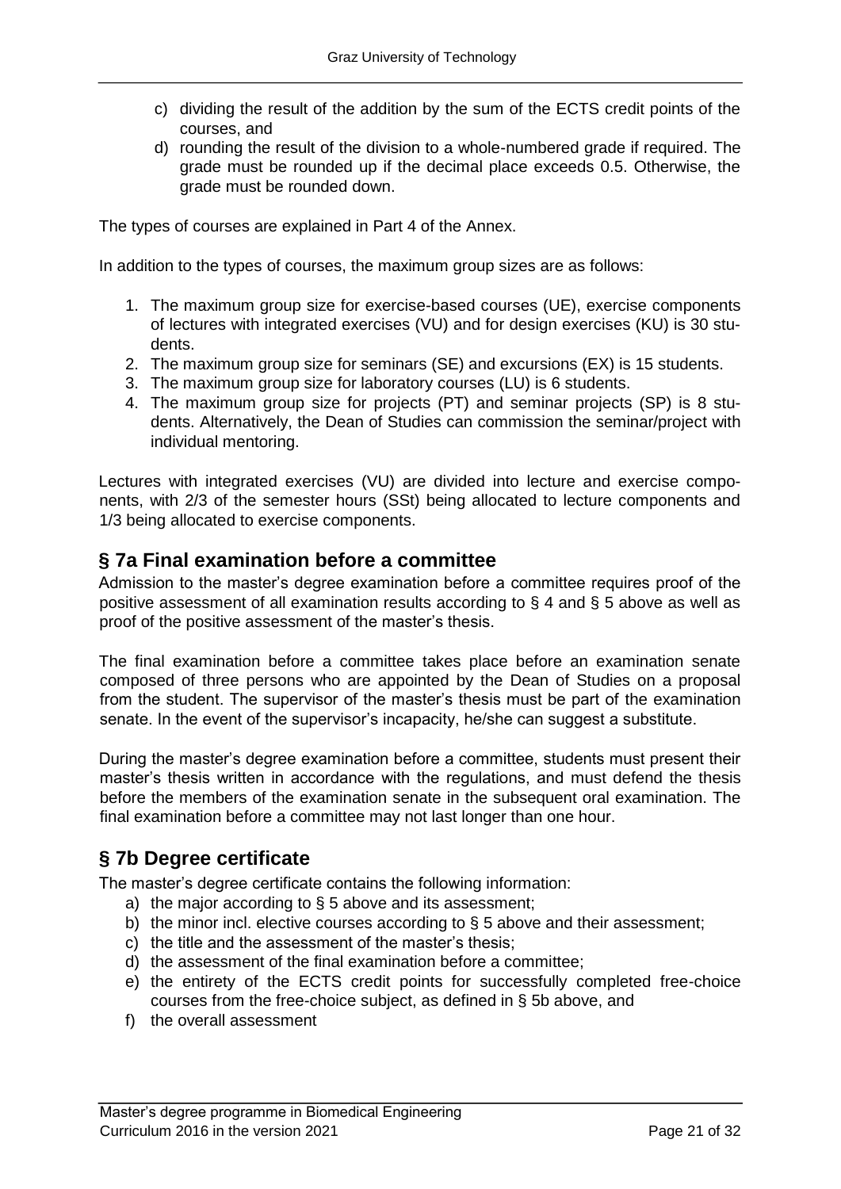c) dividing the result of the addition by the sum of the ECTS credit points of the courses, and
d) rounding the result of the division to a whole-numbered grade if required. The grade must be rounded up if the decimal place exceeds 0.5. Otherwise, the grade must be rounded down.

The types of courses are explained in Part 4 of the Annex.

In addition to the types of courses, the maximum group sizes are as follows:

1. The maximum group size for exercise-based courses (UE), exercise components of lectures with integrated exercises (VU) and for design exercises (KU) is 30 students.
2. The maximum group size for seminars (SE) and excursions (EX) is 15 students.
3. The maximum group size for laboratory courses (LU) is 6 students.
4. The maximum group size for projects (PT) and seminar projects (SP) is 8 students. Alternatively, the Dean of Studies can commission the seminar/project with individual mentoring.

Lectures with integrated exercises (VU) are divided into lecture and exercise components, with 2/3 of the semester hours (SSt) being allocated to lecture components and 1/3 being allocated to exercise components.

## § 7a Final examination before a committee

Admission to the master's degree examination before a committee requires proof of the positive assessment of all examination results according to § 4 and § 5 above as well as proof of the positive assessment of the master's thesis.

The final examination before a committee takes place before an examination senate composed of three persons who are appointed by the Dean of Studies on a proposal from the student. The supervisor of the master's thesis must be part of the examination senate. In the event of the supervisor's incapacity, he/she can suggest a substitute.

During the master's degree examination before a committee, students must present their master's thesis written in accordance with the regulations, and must defend the thesis before the members of the examination senate in the subsequent oral examination. The final examination before a committee may not last longer than one hour.

## § 7b Degree certificate

The master's degree certificate contains the following information:

a) the major according to § 5 above and its assessment;
b) the minor incl. elective courses according to § 5 above and their assessment;
c) the title and the assessment of the master's thesis;
d) the assessment of the final examination before a committee;
e) the entirety of the ECTS credit points for successfully completed free-choice courses from the free-choice subject, as defined in § 5b above, and
f) the overall assessment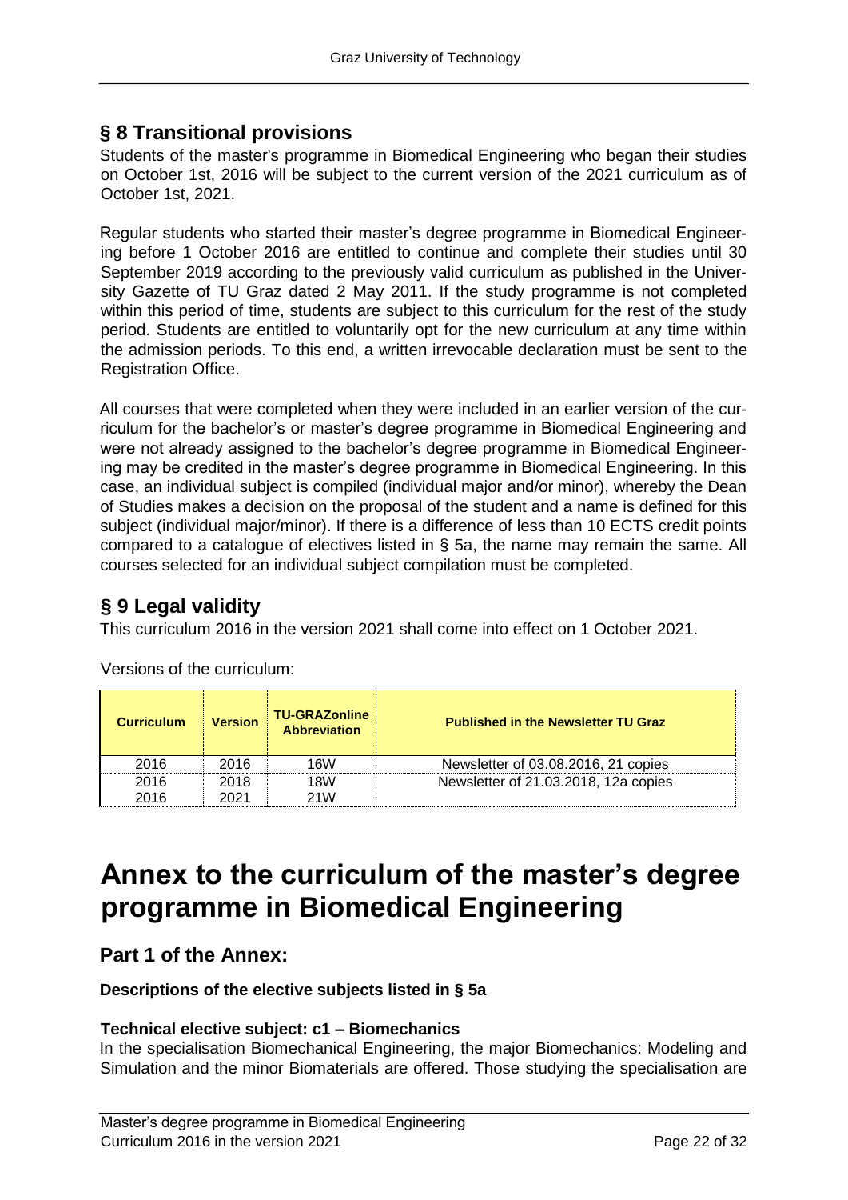## § 8 Transitional provisions

Students of the master's programme in Biomedical Engineering who began their studies on October 1st, 2016 will be subject to the current version of the 2021 curriculum as of October 1st, 2021.

Regular students who started their master's degree programme in Biomedical Engineering before 1 October 2016 are entitled to continue and complete their studies until 30 September 2019 according to the previously valid curriculum as published in the University Gazette of TU Graz dated 2 May 2011. If the study programme is not completed within this period of time, students are subject to this curriculum for the rest of the study period. Students are entitled to voluntarily opt for the new curriculum at any time within the admission periods. To this end, a written irrevocable declaration must be sent to the Registration Office.

All courses that were completed when they were included in an earlier version of the curriculum for the bachelor's or master's degree programme in Biomedical Engineering and were not already assigned to the bachelor's degree programme in Biomedical Engineering may be credited in the master's degree programme in Biomedical Engineering. In this case, an individual subject is compiled (individual major and/or minor), whereby the Dean of Studies makes a decision on the proposal of the student and a name is defined for this subject (individual major/minor). If there is a difference of less than 10 ECTS credit points compared to a catalogue of electives listed in § 5a, the name may remain the same. All courses selected for an individual subject compilation must be completed.

## § 9 Legal validity

This curriculum 2016 in the version 2021 shall come into effect on 1 October 2021.

Versions of the curriculum:

| Curriculum | Version | TU-GRAZonline Abbreviation | Published in the Newsletter TU Graz |
|---|---|---|---|
| 2016 | 2016 | 16W | Newsletter of 03.08.2016, 21 copies |
| 2016 | 2018 | 18W | Newsletter of 21.03.2018, 12a copies |
| 2016 | 2021 | 21W | |

# Annex to the curriculum of the master's degree programme in Biomedical Engineering

## Part 1 of the Annex:

**Descriptions of the elective subjects listed in § 5a**

**Technical elective subject: c1 – Biomechanics**

In the specialisation Biomechanical Engineering, the major Biomechanics: Modeling and Simulation and the minor Biomaterials are offered. Those studying the specialisation are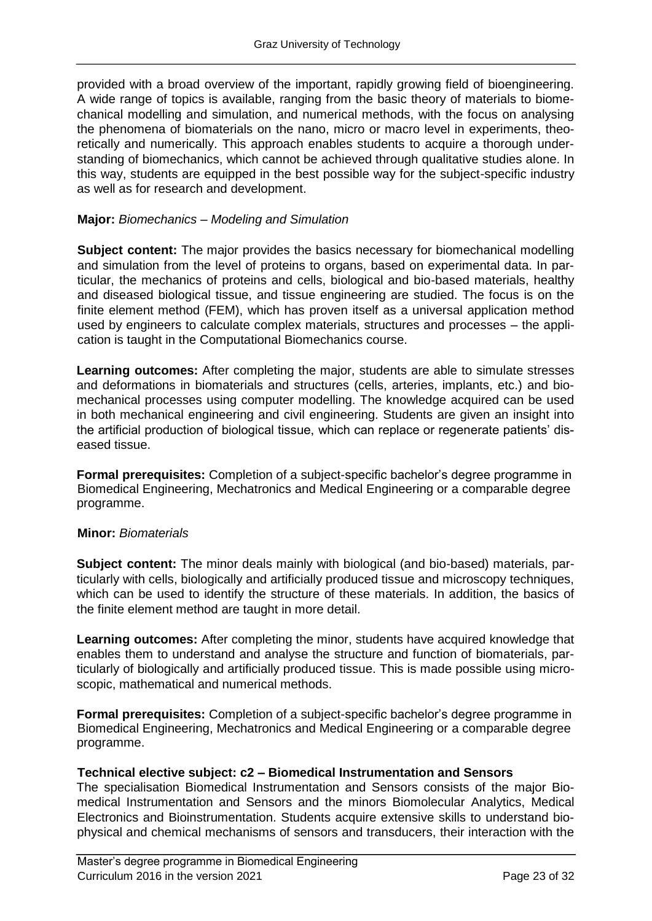provided with a broad overview of the important, rapidly growing field of bioengineering. A wide range of topics is available, ranging from the basic theory of materials to biomechanical modelling and simulation, and numerical methods, with the focus on analysing the phenomena of biomaterials on the nano, micro or macro level in experiments, theoretically and numerically. This approach enables students to acquire a thorough understanding of biomechanics, which cannot be achieved through qualitative studies alone. In this way, students are equipped in the best possible way for the subject-specific industry as well as for research and development.

**Major:** *Biomechanics – Modeling and Simulation*

**Subject content:** The major provides the basics necessary for biomechanical modelling and simulation from the level of proteins to organs, based on experimental data. In particular, the mechanics of proteins and cells, biological and bio-based materials, healthy and diseased biological tissue, and tissue engineering are studied. The focus is on the finite element method (FEM), which has proven itself as a universal application method used by engineers to calculate complex materials, structures and processes – the application is taught in the Computational Biomechanics course.

**Learning outcomes:** After completing the major, students are able to simulate stresses and deformations in biomaterials and structures (cells, arteries, implants, etc.) and biomechanical processes using computer modelling. The knowledge acquired can be used in both mechanical engineering and civil engineering. Students are given an insight into the artificial production of biological tissue, which can replace or regenerate patients' diseased tissue.

**Formal prerequisites:** Completion of a subject-specific bachelor's degree programme in Biomedical Engineering, Mechatronics and Medical Engineering or a comparable degree programme.

**Minor:** *Biomaterials*

**Subject content:** The minor deals mainly with biological (and bio-based) materials, particularly with cells, biologically and artificially produced tissue and microscopy techniques, which can be used to identify the structure of these materials. In addition, the basics of the finite element method are taught in more detail.

**Learning outcomes:** After completing the minor, students have acquired knowledge that enables them to understand and analyse the structure and function of biomaterials, particularly of biologically and artificially produced tissue. This is made possible using microscopic, mathematical and numerical methods.

**Formal prerequisites:** Completion of a subject-specific bachelor's degree programme in Biomedical Engineering, Mechatronics and Medical Engineering or a comparable degree programme.

**Technical elective subject: c2 – Biomedical Instrumentation and Sensors**

The specialisation Biomedical Instrumentation and Sensors consists of the major Biomedical Instrumentation and Sensors and the minors Biomolecular Analytics, Medical Electronics and Bioinstrumentation. Students acquire extensive skills to understand biophysical and chemical mechanisms of sensors and transducers, their interaction with the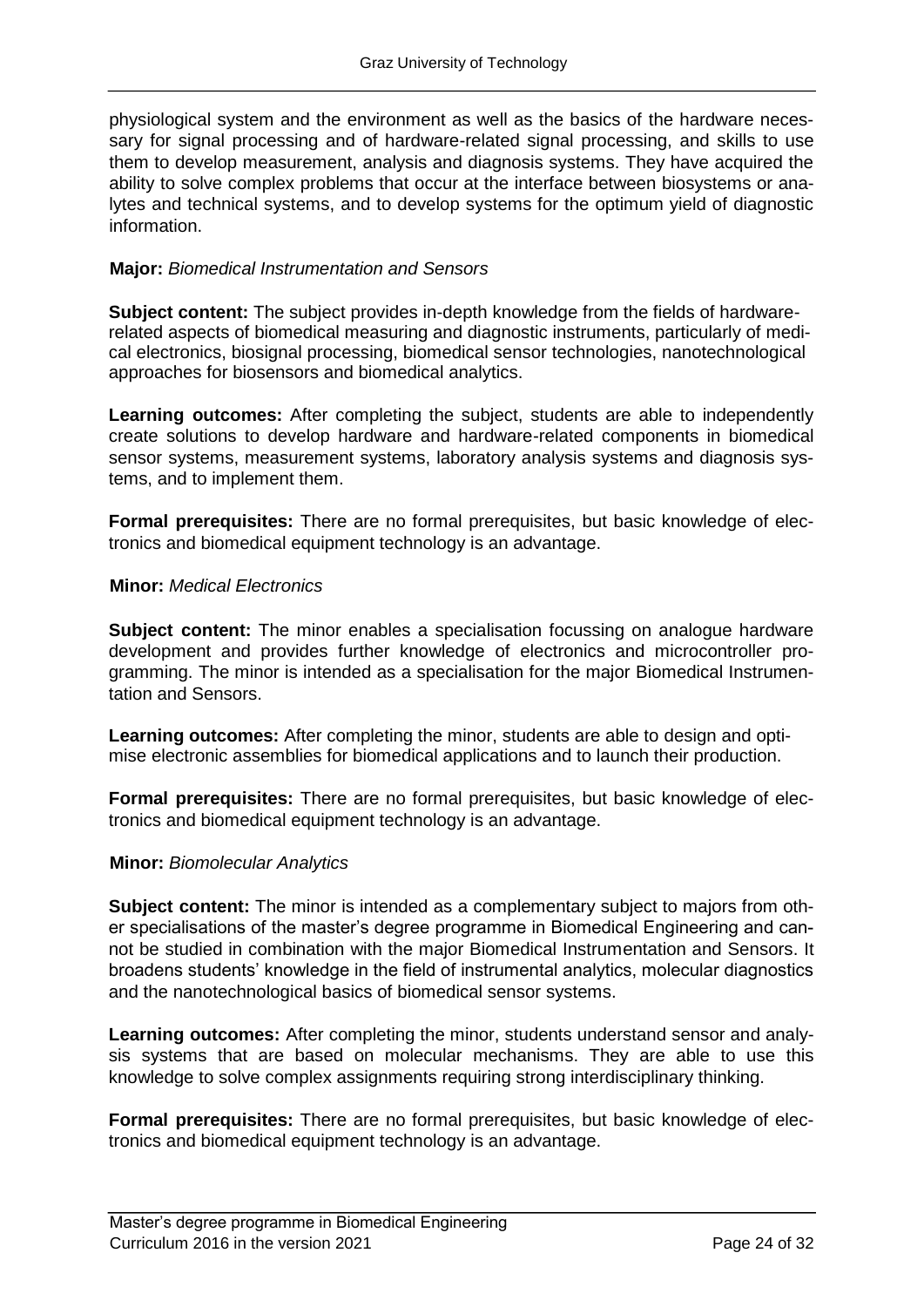physiological system and the environment as well as the basics of the hardware necessary for signal processing and of hardware-related signal processing, and skills to use them to develop measurement, analysis and diagnosis systems. They have acquired the ability to solve complex problems that occur at the interface between biosystems or analytes and technical systems, and to develop systems for the optimum yield of diagnostic information.

**Major:** *Biomedical Instrumentation and Sensors*

**Subject content:** The subject provides in-depth knowledge from the fields of hardware-related aspects of biomedical measuring and diagnostic instruments, particularly of medical electronics, biosignal processing, biomedical sensor technologies, nanotechnological approaches for biosensors and biomedical analytics.

**Learning outcomes:** After completing the subject, students are able to independently create solutions to develop hardware and hardware-related components in biomedical sensor systems, measurement systems, laboratory analysis systems and diagnosis systems, and to implement them.

**Formal prerequisites:** There are no formal prerequisites, but basic knowledge of electronics and biomedical equipment technology is an advantage.

**Minor:** *Medical Electronics*

**Subject content:** The minor enables a specialisation focussing on analogue hardware development and provides further knowledge of electronics and microcontroller programming. The minor is intended as a specialisation for the major Biomedical Instrumentation and Sensors.

**Learning outcomes:** After completing the minor, students are able to design and optimise electronic assemblies for biomedical applications and to launch their production.

**Formal prerequisites:** There are no formal prerequisites, but basic knowledge of electronics and biomedical equipment technology is an advantage.

**Minor:** *Biomolecular Analytics*

**Subject content:** The minor is intended as a complementary subject to majors from other specialisations of the master's degree programme in Biomedical Engineering and cannot be studied in combination with the major Biomedical Instrumentation and Sensors. It broadens students' knowledge in the field of instrumental analytics, molecular diagnostics and the nanotechnological basics of biomedical sensor systems.

**Learning outcomes:** After completing the minor, students understand sensor and analysis systems that are based on molecular mechanisms. They are able to use this knowledge to solve complex assignments requiring strong interdisciplinary thinking.

**Formal prerequisites:** There are no formal prerequisites, but basic knowledge of electronics and biomedical equipment technology is an advantage.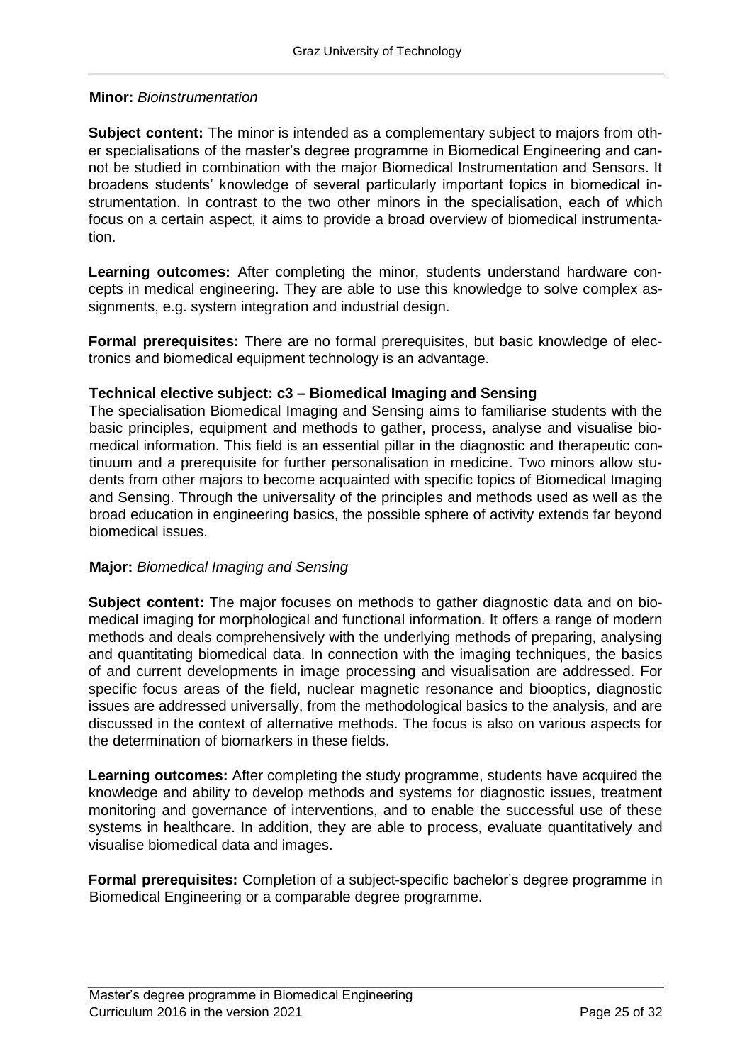**Minor:** *Bioinstrumentation*

**Subject content:** The minor is intended as a complementary subject to majors from other specialisations of the master's degree programme in Biomedical Engineering and cannot be studied in combination with the major Biomedical Instrumentation and Sensors. It broadens students' knowledge of several particularly important topics in biomedical instrumentation. In contrast to the two other minors in the specialisation, each of which focus on a certain aspect, it aims to provide a broad overview of biomedical instrumentation.

**Learning outcomes:** After completing the minor, students understand hardware concepts in medical engineering. They are able to use this knowledge to solve complex assignments, e.g. system integration and industrial design.

**Formal prerequisites:** There are no formal prerequisites, but basic knowledge of electronics and biomedical equipment technology is an advantage.

**Technical elective subject: c3 – Biomedical Imaging and Sensing**

The specialisation Biomedical Imaging and Sensing aims to familiarise students with the basic principles, equipment and methods to gather, process, analyse and visualise biomedical information. This field is an essential pillar in the diagnostic and therapeutic continuum and a prerequisite for further personalisation in medicine. Two minors allow students from other majors to become acquainted with specific topics of Biomedical Imaging and Sensing. Through the universality of the principles and methods used as well as the broad education in engineering basics, the possible sphere of activity extends far beyond biomedical issues.

**Major:** *Biomedical Imaging and Sensing*

**Subject content:** The major focuses on methods to gather diagnostic data and on biomedical imaging for morphological and functional information. It offers a range of modern methods and deals comprehensively with the underlying methods of preparing, analysing and quantitating biomedical data. In connection with the imaging techniques, the basics of and current developments in image processing and visualisation are addressed. For specific focus areas of the field, nuclear magnetic resonance and biooptics, diagnostic issues are addressed universally, from the methodological basics to the analysis, and are discussed in the context of alternative methods. The focus is also on various aspects for the determination of biomarkers in these fields.

**Learning outcomes:** After completing the study programme, students have acquired the knowledge and ability to develop methods and systems for diagnostic issues, treatment monitoring and governance of interventions, and to enable the successful use of these systems in healthcare. In addition, they are able to process, evaluate quantitatively and visualise biomedical data and images.

**Formal prerequisites:** Completion of a subject-specific bachelor's degree programme in Biomedical Engineering or a comparable degree programme.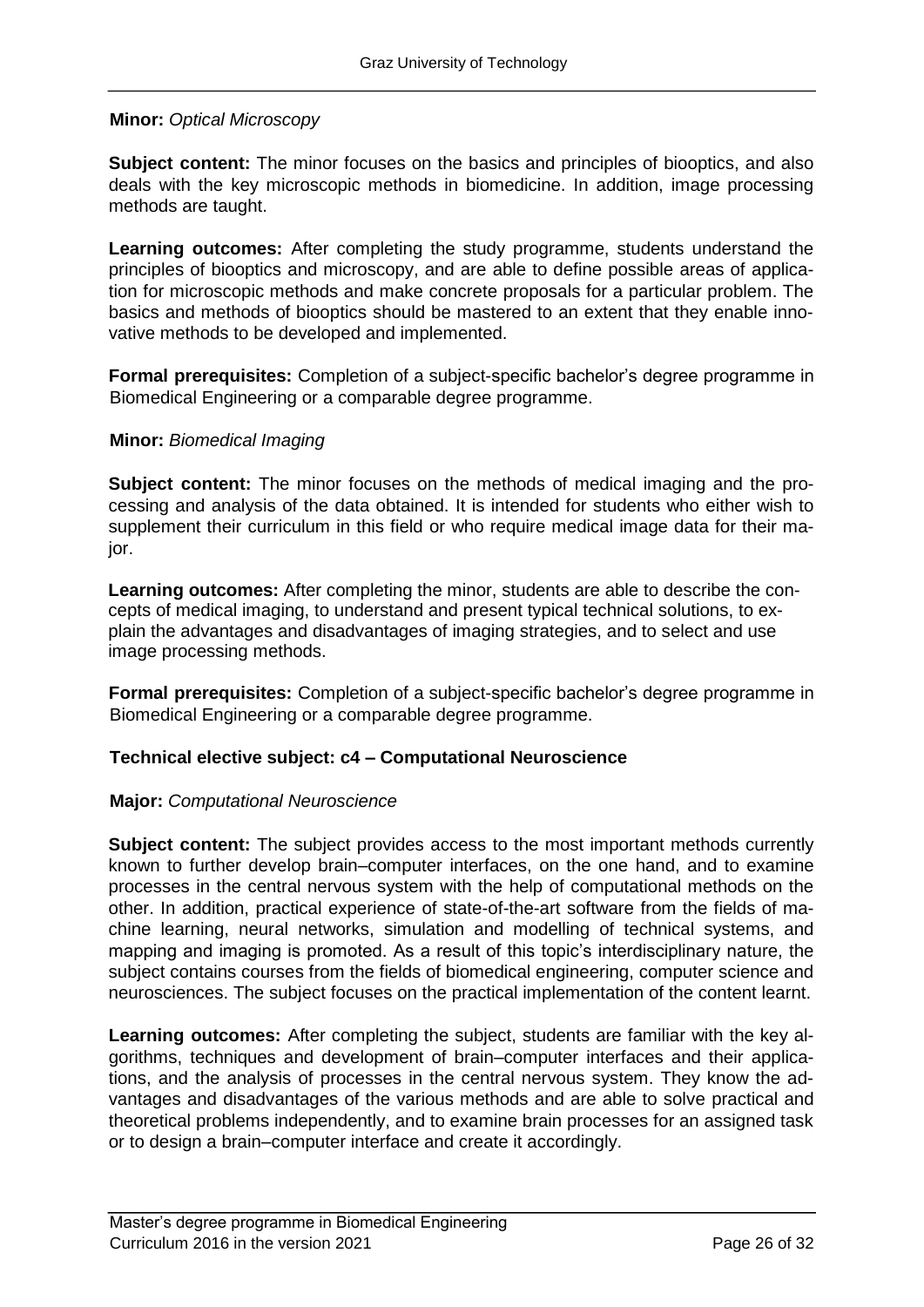**Minor:** *Optical Microscopy*

**Subject content:** The minor focuses on the basics and principles of biooptics, and also deals with the key microscopic methods in biomedicine. In addition, image processing methods are taught.

**Learning outcomes:** After completing the study programme, students understand the principles of biooptics and microscopy, and are able to define possible areas of application for microscopic methods and make concrete proposals for a particular problem. The basics and methods of biooptics should be mastered to an extent that they enable innovative methods to be developed and implemented.

**Formal prerequisites:** Completion of a subject-specific bachelor's degree programme in Biomedical Engineering or a comparable degree programme.

**Minor:** *Biomedical Imaging*

**Subject content:** The minor focuses on the methods of medical imaging and the processing and analysis of the data obtained. It is intended for students who either wish to supplement their curriculum in this field or who require medical image data for their major.

**Learning outcomes:** After completing the minor, students are able to describe the concepts of medical imaging, to understand and present typical technical solutions, to explain the advantages and disadvantages of imaging strategies, and to select and use image processing methods.

**Formal prerequisites:** Completion of a subject-specific bachelor's degree programme in Biomedical Engineering or a comparable degree programme.

**Technical elective subject: c4 – Computational Neuroscience**

**Major:** *Computational Neuroscience*

**Subject content:** The subject provides access to the most important methods currently known to further develop brain–computer interfaces, on the one hand, and to examine processes in the central nervous system with the help of computational methods on the other. In addition, practical experience of state-of-the-art software from the fields of machine learning, neural networks, simulation and modelling of technical systems, and mapping and imaging is promoted. As a result of this topic's interdisciplinary nature, the subject contains courses from the fields of biomedical engineering, computer science and neurosciences. The subject focuses on the practical implementation of the content learnt.

**Learning outcomes:** After completing the subject, students are familiar with the key algorithms, techniques and development of brain–computer interfaces and their applications, and the analysis of processes in the central nervous system. They know the advantages and disadvantages of the various methods and are able to solve practical and theoretical problems independently, and to examine brain processes for an assigned task or to design a brain–computer interface and create it accordingly.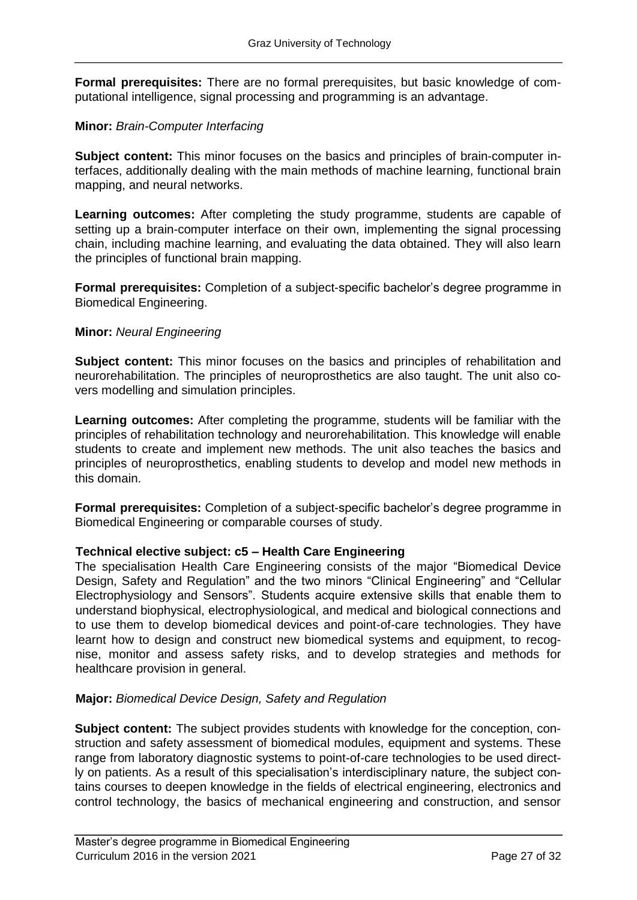**Formal prerequisites:** There are no formal prerequisites, but basic knowledge of computational intelligence, signal processing and programming is an advantage.

**Minor:** *Brain-Computer Interfacing*

**Subject content:** This minor focuses on the basics and principles of brain-computer interfaces, additionally dealing with the main methods of machine learning, functional brain mapping, and neural networks.

**Learning outcomes:** After completing the study programme, students are capable of setting up a brain-computer interface on their own, implementing the signal processing chain, including machine learning, and evaluating the data obtained. They will also learn the principles of functional brain mapping.

**Formal prerequisites:** Completion of a subject-specific bachelor's degree programme in Biomedical Engineering.

**Minor:** *Neural Engineering*

**Subject content:** This minor focuses on the basics and principles of rehabilitation and neurorehabilitation. The principles of neuroprosthetics are also taught. The unit also covers modelling and simulation principles.

**Learning outcomes:** After completing the programme, students will be familiar with the principles of rehabilitation technology and neurorehabilitation. This knowledge will enable students to create and implement new methods. The unit also teaches the basics and principles of neuroprosthetics, enabling students to develop and model new methods in this domain.

**Formal prerequisites:** Completion of a subject-specific bachelor's degree programme in Biomedical Engineering or comparable courses of study.

**Technical elective subject: c5 – Health Care Engineering**

The specialisation Health Care Engineering consists of the major "Biomedical Device Design, Safety and Regulation" and the two minors "Clinical Engineering" and "Cellular Electrophysiology and Sensors". Students acquire extensive skills that enable them to understand biophysical, electrophysiological, and medical and biological connections and to use them to develop biomedical devices and point-of-care technologies. They have learnt how to design and construct new biomedical systems and equipment, to recognise, monitor and assess safety risks, and to develop strategies and methods for healthcare provision in general.

**Major:** *Biomedical Device Design, Safety and Regulation*

**Subject content:** The subject provides students with knowledge for the conception, construction and safety assessment of biomedical modules, equipment and systems. These range from laboratory diagnostic systems to point-of-care technologies to be used directly on patients. As a result of this specialisation's interdisciplinary nature, the subject contains courses to deepen knowledge in the fields of electrical engineering, electronics and control technology, the basics of mechanical engineering and construction, and sensor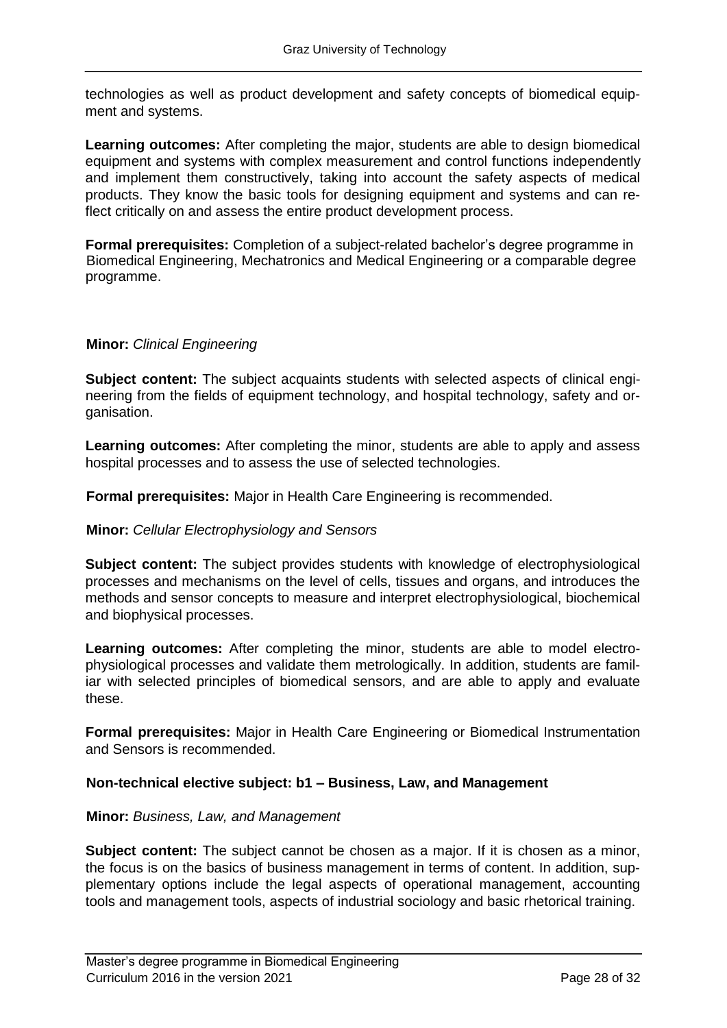technologies as well as product development and safety concepts of biomedical equipment and systems.

**Learning outcomes:** After completing the major, students are able to design biomedical equipment and systems with complex measurement and control functions independently and implement them constructively, taking into account the safety aspects of medical products. They know the basic tools for designing equipment and systems and can reflect critically on and assess the entire product development process.

**Formal prerequisites:** Completion of a subject-related bachelor's degree programme in Biomedical Engineering, Mechatronics and Medical Engineering or a comparable degree programme.

**Minor:** *Clinical Engineering*

**Subject content:** The subject acquaints students with selected aspects of clinical engineering from the fields of equipment technology, and hospital technology, safety and organisation.

**Learning outcomes:** After completing the minor, students are able to apply and assess hospital processes and to assess the use of selected technologies.

**Formal prerequisites:** Major in Health Care Engineering is recommended.

**Minor:** *Cellular Electrophysiology and Sensors*

**Subject content:** The subject provides students with knowledge of electrophysiological processes and mechanisms on the level of cells, tissues and organs, and introduces the methods and sensor concepts to measure and interpret electrophysiological, biochemical and biophysical processes.

**Learning outcomes:** After completing the minor, students are able to model electrophysiological processes and validate them metrologically. In addition, students are familiar with selected principles of biomedical sensors, and are able to apply and evaluate these.

**Formal prerequisites:** Major in Health Care Engineering or Biomedical Instrumentation and Sensors is recommended.

**Non-technical elective subject: b1 – Business, Law, and Management**

**Minor:** *Business, Law, and Management*

**Subject content:** The subject cannot be chosen as a major. If it is chosen as a minor, the focus is on the basics of business management in terms of content. In addition, supplementary options include the legal aspects of operational management, accounting tools and management tools, aspects of industrial sociology and basic rhetorical training.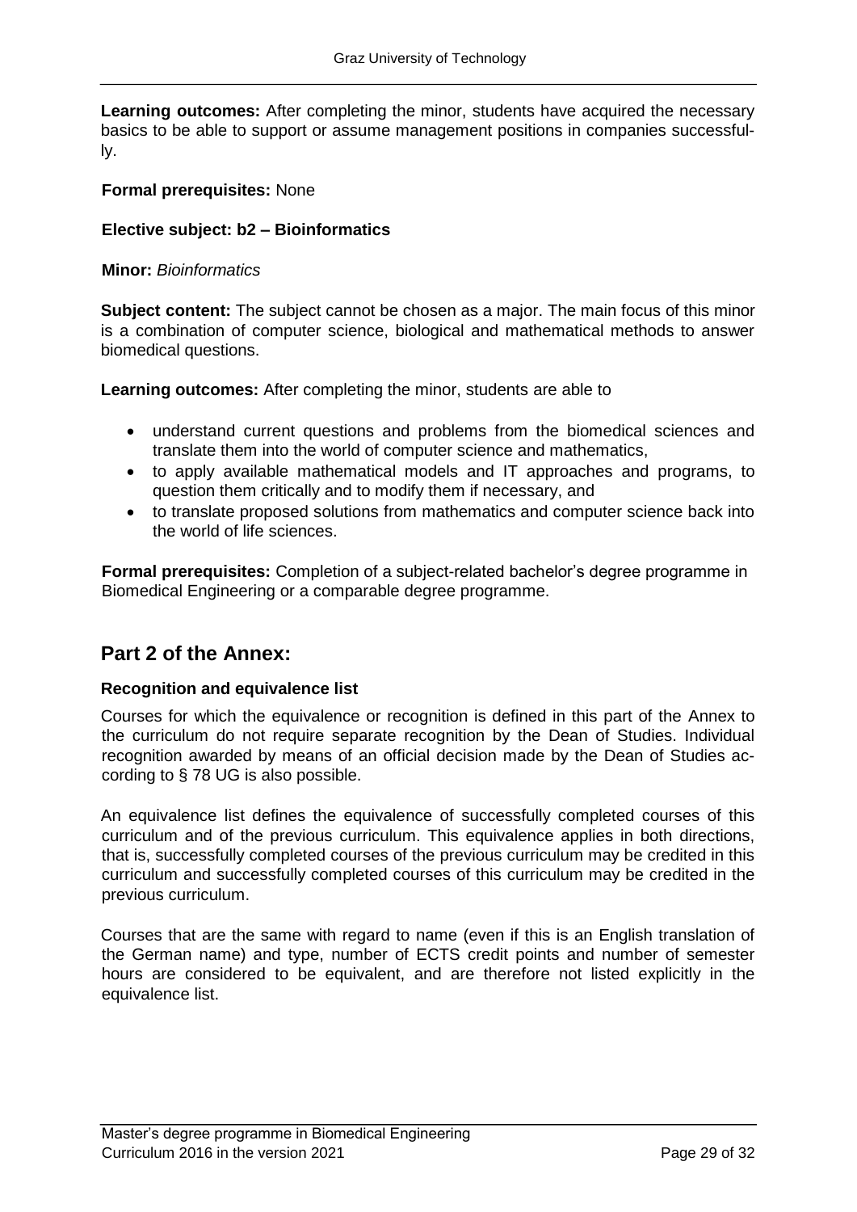**Learning outcomes:** After completing the minor, students have acquired the necessary basics to be able to support or assume management positions in companies successfully.

**Formal prerequisites:** None

**Elective subject: b2 – Bioinformatics**

**Minor:** *Bioinformatics*

**Subject content:** The subject cannot be chosen as a major. The main focus of this minor is a combination of computer science, biological and mathematical methods to answer biomedical questions.

**Learning outcomes:** After completing the minor, students are able to

- understand current questions and problems from the biomedical sciences and translate them into the world of computer science and mathematics,
- to apply available mathematical models and IT approaches and programs, to question them critically and to modify them if necessary, and
- to translate proposed solutions from mathematics and computer science back into the world of life sciences.

**Formal prerequisites:** Completion of a subject-related bachelor's degree programme in Biomedical Engineering or a comparable degree programme.

## Part 2 of the Annex:

### Recognition and equivalence list

Courses for which the equivalence or recognition is defined in this part of the Annex to the curriculum do not require separate recognition by the Dean of Studies. Individual recognition awarded by means of an official decision made by the Dean of Studies according to § 78 UG is also possible.

An equivalence list defines the equivalence of successfully completed courses of this curriculum and of the previous curriculum. This equivalence applies in both directions, that is, successfully completed courses of the previous curriculum may be credited in this curriculum and successfully completed courses of this curriculum may be credited in the previous curriculum.

Courses that are the same with regard to name (even if this is an English translation of the German name) and type, number of ECTS credit points and number of semester hours are considered to be equivalent, and are therefore not listed explicitly in the equivalence list.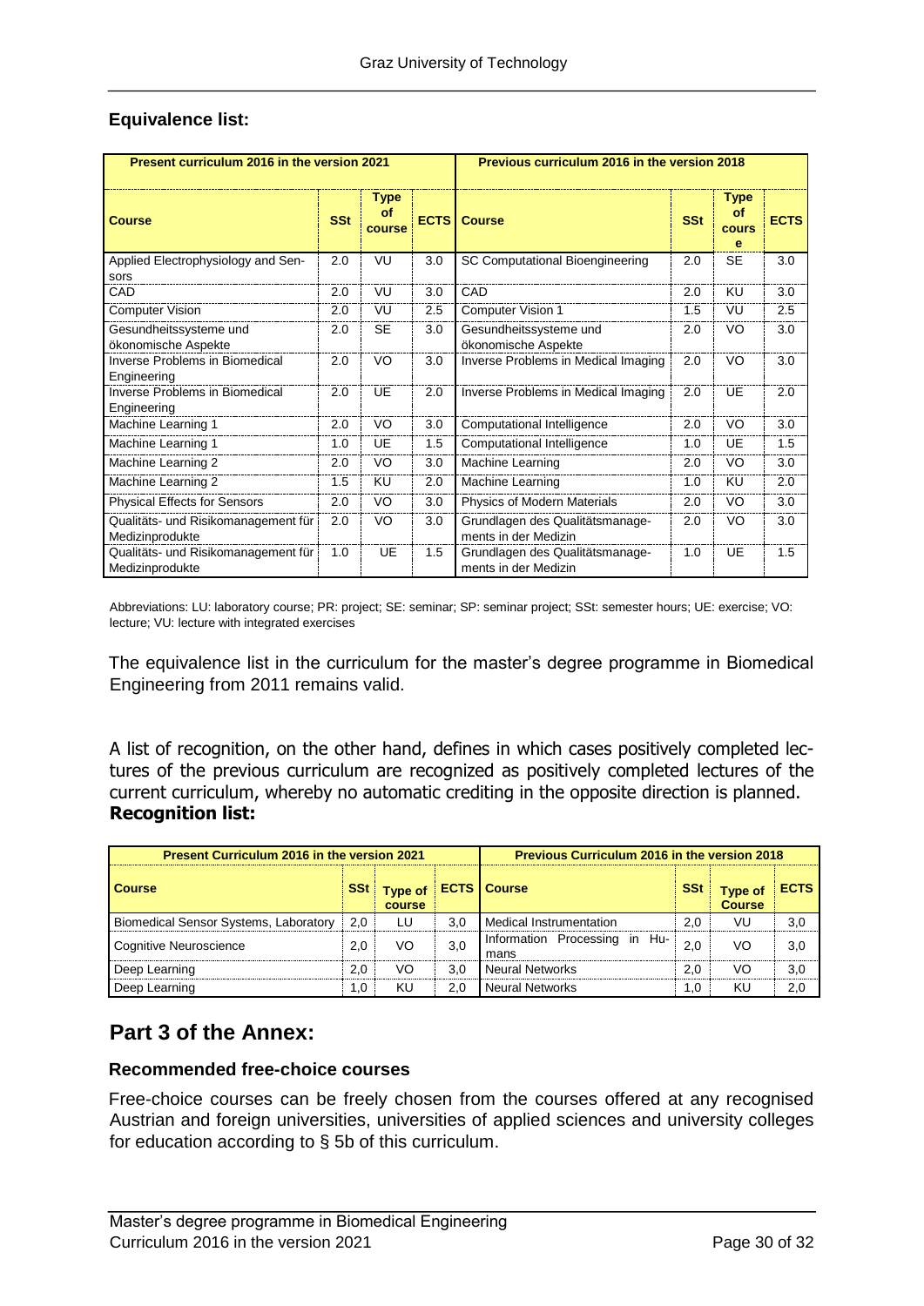**Equivalence list:**

| Present curriculum 2016 in the version 2021 | | | | Previous curriculum 2016 in the version 2018 | | | |
|---|---|---|---|---|---|---|---|
| **Course** | **SSt** | **Type of course** | **ECTS** | **Course** | **SSt** | **Type of course** | **ECTS** |
| Applied Electrophysiology and Sensors | 2.0 | VU | 3.0 | SC Computational Bioengineering | 2.0 | SE | 3.0 |
| CAD | 2.0 | VU | 3.0 | CAD | 2.0 | KU | 3.0 |
| Computer Vision | 2.0 | VU | 2.5 | Computer Vision 1 | 1.5 | VU | 2.5 |
| Gesundheitssysteme und ökonomische Aspekte | 2.0 | SE | 3.0 | Gesundheitssysteme und ökonomische Aspekte | 2.0 | VO | 3.0 |
| Inverse Problems in Biomedical Engineering | 2.0 | VO | 3.0 | Inverse Problems in Medical Imaging | 2.0 | VO | 3.0 |
| Inverse Problems in Biomedical Engineering | 2.0 | UE | 2.0 | Inverse Problems in Medical Imaging | 2.0 | UE | 2.0 |
| Machine Learning 1 | 2.0 | VO | 3.0 | Computational Intelligence | 2.0 | VO | 3.0 |
| Machine Learning 1 | 1.0 | UE | 1.5 | Computational Intelligence | 1.0 | UE | 1.5 |
| Machine Learning 2 | 2.0 | VO | 3.0 | Machine Learning | 2.0 | VO | 3.0 |
| Machine Learning 2 | 1.5 | KU | 2.0 | Machine Learning | 1.0 | KU | 2.0 |
| Physical Effects for Sensors | 2.0 | VO | 3.0 | Physics of Modern Materials | 2.0 | VO | 3.0 |
| Qualitäts- und Risikomanagement für Medizinprodukte | 2.0 | VO | 3.0 | Grundlagen des Qualitätsmanagements in der Medizin | 2.0 | VO | 3.0 |
| Qualitäts- und Risikomanagement für Medizinprodukte | 1.0 | UE | 1.5 | Grundlagen des Qualitätsmanagements in der Medizin | 1.0 | UE | 1.5 |

Abbreviations: LU: laboratory course; PR: project; SE: seminar; SP: seminar project; SSt: semester hours; UE: exercise; VO: lecture; VU: lecture with integrated exercises

The equivalence list in the curriculum for the master's degree programme in Biomedical Engineering from 2011 remains valid.

A list of recognition, on the other hand, defines in which cases positively completed lectures of the previous curriculum are recognized as positively completed lectures of the current curriculum, whereby no automatic crediting in the opposite direction is planned.

**Recognition list:**

| Present Curriculum 2016 in the version 2021 | | | | Previous Curriculum 2016 in the version 2018 | | | |
|---|---|---|---|---|---|---|---|
| **Course** | **SSt** | **Type of course** | **ECTS** | **Course** | **SSt** | **Type of Course** | **ECTS** |
| Biomedical Sensor Systems, Laboratory | 2,0 | LU | 3,0 | Medical Instrumentation | 2,0 | VU | 3,0 |
| Cognitive Neuroscience | 2,0 | VO | 3,0 | Information Processing in Humans | 2,0 | VO | 3,0 |
| Deep Learning | 2,0 | VO | 3,0 | Neural Networks | 2,0 | VO | 3,0 |
| Deep Learning | 1,0 | KU | 2,0 | Neural Networks | 1,0 | KU | 2,0 |

## Part 3 of the Annex:

### Recommended free-choice courses

Free-choice courses can be freely chosen from the courses offered at any recognised Austrian and foreign universities, universities of applied sciences and university colleges for education according to § 5b of this curriculum.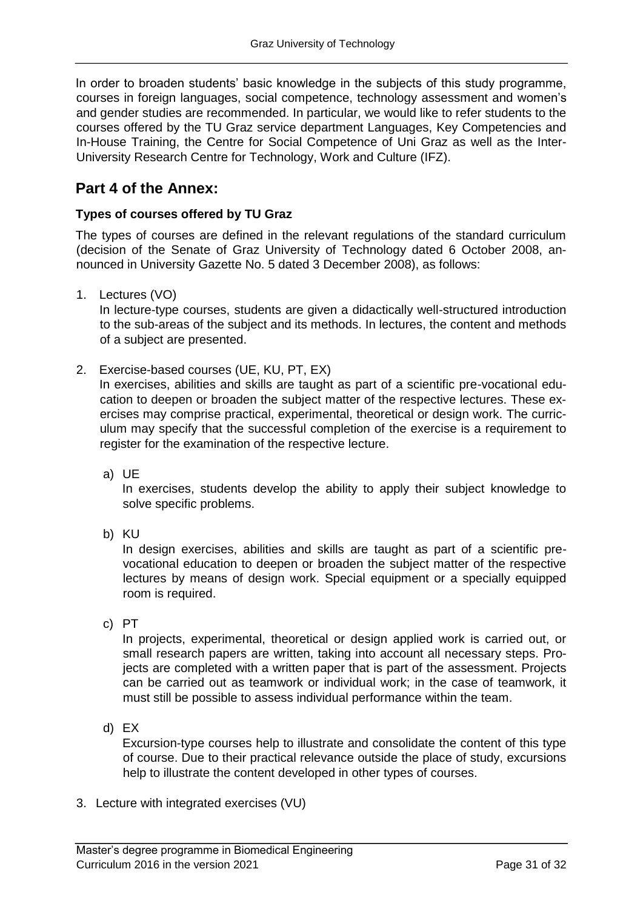In order to broaden students' basic knowledge in the subjects of this study programme, courses in foreign languages, social competence, technology assessment and women's and gender studies are recommended. In particular, we would like to refer students to the courses offered by the TU Graz service department Languages, Key Competencies and In-House Training, the Centre for Social Competence of Uni Graz as well as the Inter-University Research Centre for Technology, Work and Culture (IFZ).

## Part 4 of the Annex:

### Types of courses offered by TU Graz

The types of courses are defined in the relevant regulations of the standard curriculum (decision of the Senate of Graz University of Technology dated 6 October 2008, announced in University Gazette No. 5 dated 3 December 2008), as follows:

1. Lectures (VO)
   In lecture-type courses, students are given a didactically well-structured introduction to the sub-areas of the subject and its methods. In lectures, the content and methods of a subject are presented.

2. Exercise-based courses (UE, KU, PT, EX)
   In exercises, abilities and skills are taught as part of a scientific pre-vocational education to deepen or broaden the subject matter of the respective lectures. These exercises may comprise practical, experimental, theoretical or design work. The curriculum may specify that the successful completion of the exercise is a requirement to register for the examination of the respective lecture.

   a) UE
      In exercises, students develop the ability to apply their subject knowledge to solve specific problems.

   b) KU
      In design exercises, abilities and skills are taught as part of a scientific pre-vocational education to deepen or broaden the subject matter of the respective lectures by means of design work. Special equipment or a specially equipped room is required.

   c) PT
      In projects, experimental, theoretical or design applied work is carried out, or small research papers are written, taking into account all necessary steps. Projects are completed with a written paper that is part of the assessment. Projects can be carried out as teamwork or individual work; in the case of teamwork, it must still be possible to assess individual performance within the team.

   d) EX
      Excursion-type courses help to illustrate and consolidate the content of this type of course. Due to their practical relevance outside the place of study, excursions help to illustrate the content developed in other types of courses.

3. Lecture with integrated exercises (VU)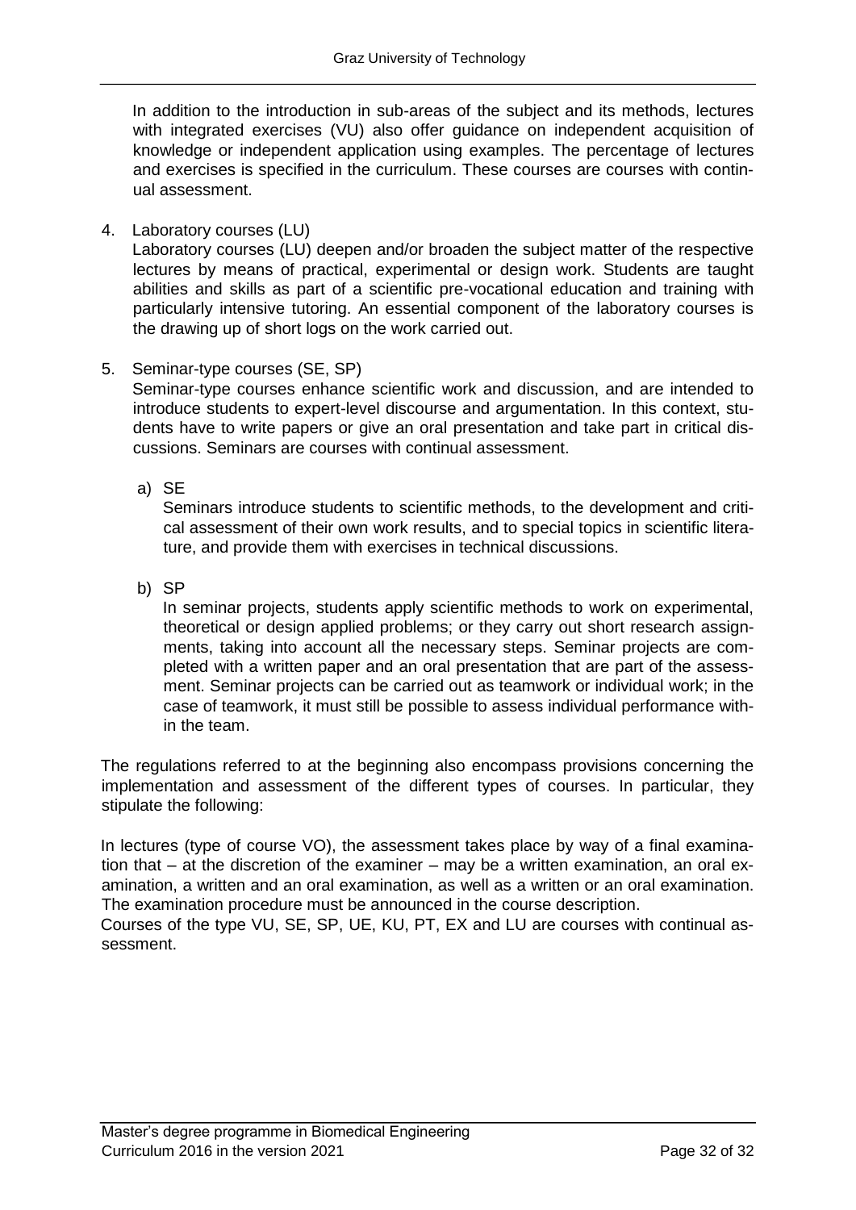In addition to the introduction in sub-areas of the subject and its methods, lectures with integrated exercises (VU) also offer guidance on independent acquisition of knowledge or independent application using examples. The percentage of lectures and exercises is specified in the curriculum. These courses are courses with continual assessment.

4. Laboratory courses (LU)

   Laboratory courses (LU) deepen and/or broaden the subject matter of the respective lectures by means of practical, experimental or design work. Students are taught abilities and skills as part of a scientific pre-vocational education and training with particularly intensive tutoring. An essential component of the laboratory courses is the drawing up of short logs on the work carried out.

5. Seminar-type courses (SE, SP)

   Seminar-type courses enhance scientific work and discussion, and are intended to introduce students to expert-level discourse and argumentation. In this context, students have to write papers or give an oral presentation and take part in critical discussions. Seminars are courses with continual assessment.

   a) SE

      Seminars introduce students to scientific methods, to the development and critical assessment of their own work results, and to special topics in scientific literature, and provide them with exercises in technical discussions.

   b) SP

      In seminar projects, students apply scientific methods to work on experimental, theoretical or design applied problems; or they carry out short research assignments, taking into account all the necessary steps. Seminar projects are completed with a written paper and an oral presentation that are part of the assessment. Seminar projects can be carried out as teamwork or individual work; in the case of teamwork, it must still be possible to assess individual performance within the team.

The regulations referred to at the beginning also encompass provisions concerning the implementation and assessment of the different types of courses. In particular, they stipulate the following:

In lectures (type of course VO), the assessment takes place by way of a final examination that – at the discretion of the examiner – may be a written examination, an oral examination, a written and an oral examination, as well as a written or an oral examination. The examination procedure must be announced in the course description.

Courses of the type VU, SE, SP, UE, KU, PT, EX and LU are courses with continual assessment.